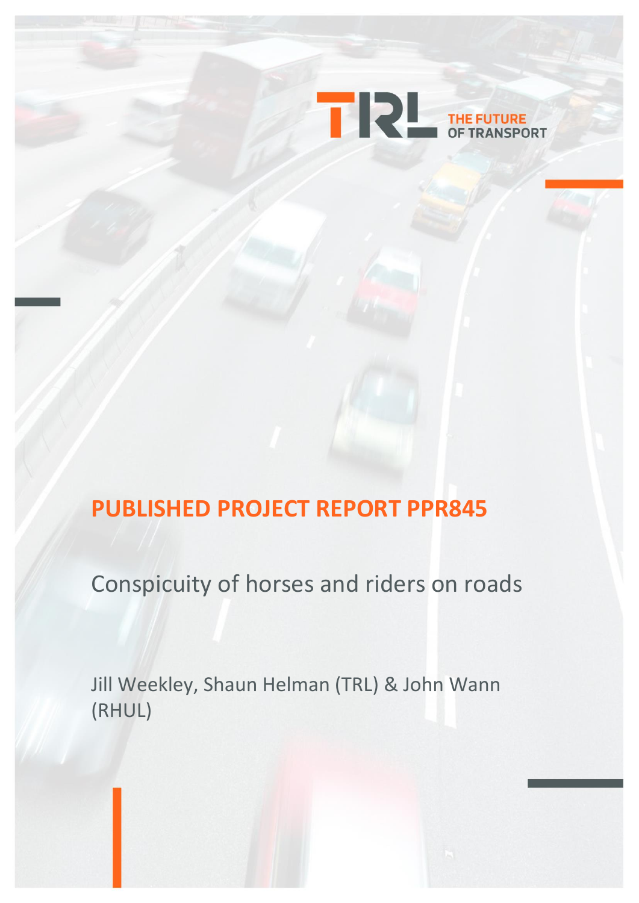TRL THE FUTURE OF TRANSPORT

# PUBLISHED PROJECT REPORT PPR845

## Conspicuity of horses and riders on roads

Jill Weekley, Shaun Helman (TRL) & John Wann (RHUL)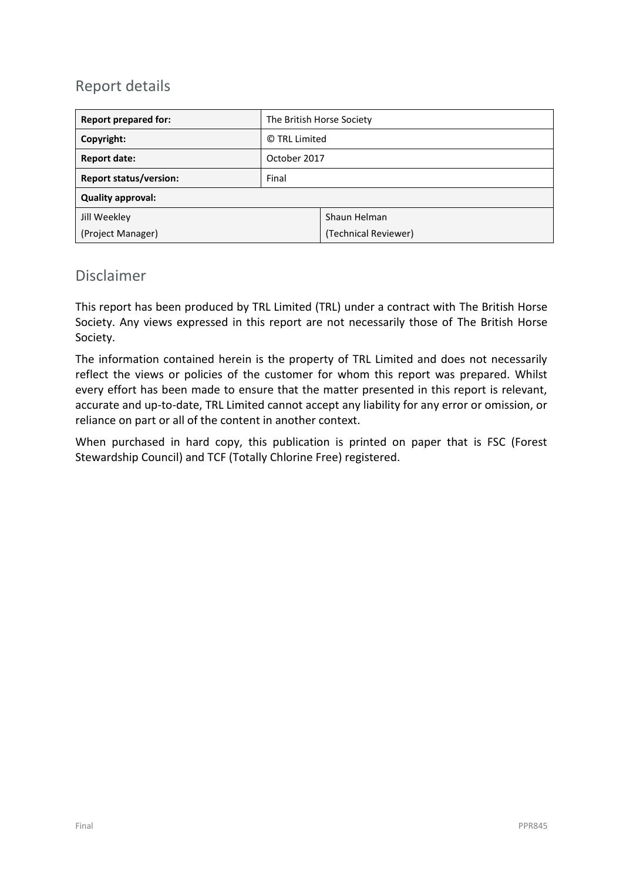## Report details

| **Report prepared for:** | The British Horse Society | |
|---|---|---|
| **Copyright:** | © TRL Limited | |
| **Report date:** | October 2017 | |
| **Report status/version:** | Final | |
| **Quality approval:** | | |
| Jill Weekley<br>(Project Manager) | | Shaun Helman<br>(Technical Reviewer) |

## Disclaimer

This report has been produced by TRL Limited (TRL) under a contract with The British Horse Society. Any views expressed in this report are not necessarily those of The British Horse Society.

The information contained herein is the property of TRL Limited and does not necessarily reflect the views or policies of the customer for whom this report was prepared. Whilst every effort has been made to ensure that the matter presented in this report is relevant, accurate and up-to-date, TRL Limited cannot accept any liability for any error or omission, or reliance on part or all of the content in another context.

When purchased in hard copy, this publication is printed on paper that is FSC (Forest Stewardship Council) and TCF (Totally Chlorine Free) registered.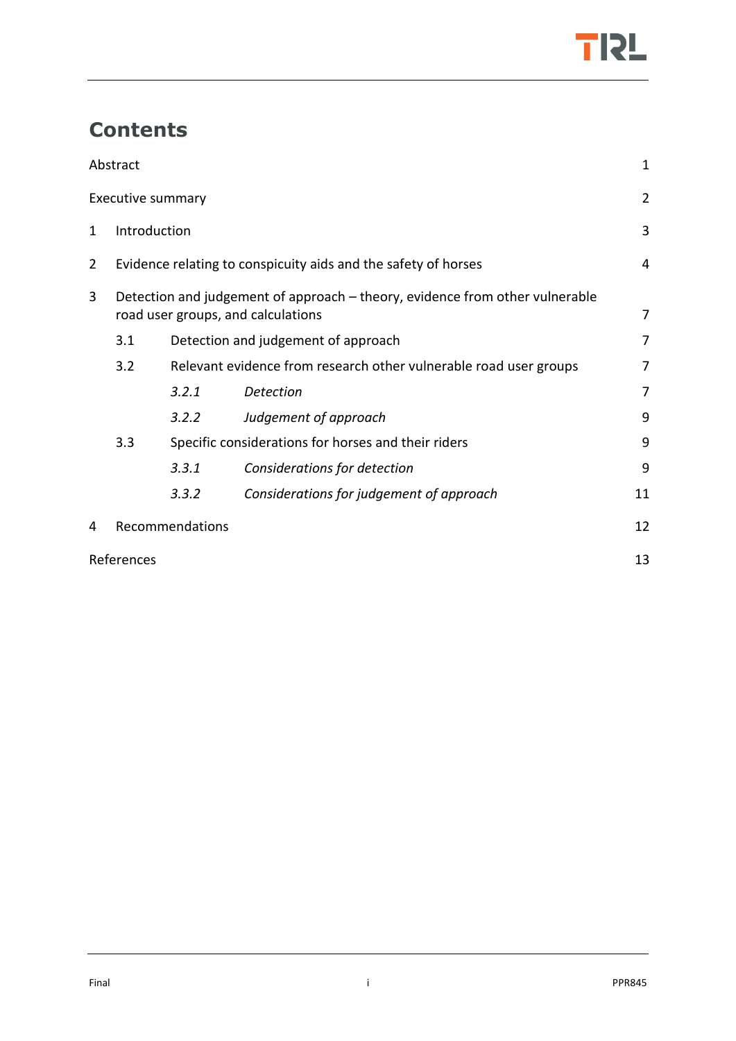# Contents

| | | |
|---|---|---|
| Abstract | | 1 |
| Executive summary | | 2 |
| 1 | Introduction | 3 |
| 2 | Evidence relating to conspicuity aids and the safety of horses | 4 |
| 3 | Detection and judgement of approach – theory, evidence from other vulnerable road user groups, and calculations | 7 |
| 3.1 | Detection and judgement of approach | 7 |
| 3.2 | Relevant evidence from research other vulnerable road user groups | 7 |
| *3.2.1* | *Detection* | 7 |
| *3.2.2* | *Judgement of approach* | 9 |
| 3.3 | Specific considerations for horses and their riders | 9 |
| *3.3.1* | *Considerations for detection* | 9 |
| *3.3.2* | *Considerations for judgement of approach* | 11 |
| 4 | Recommendations | 12 |
| References | | 13 |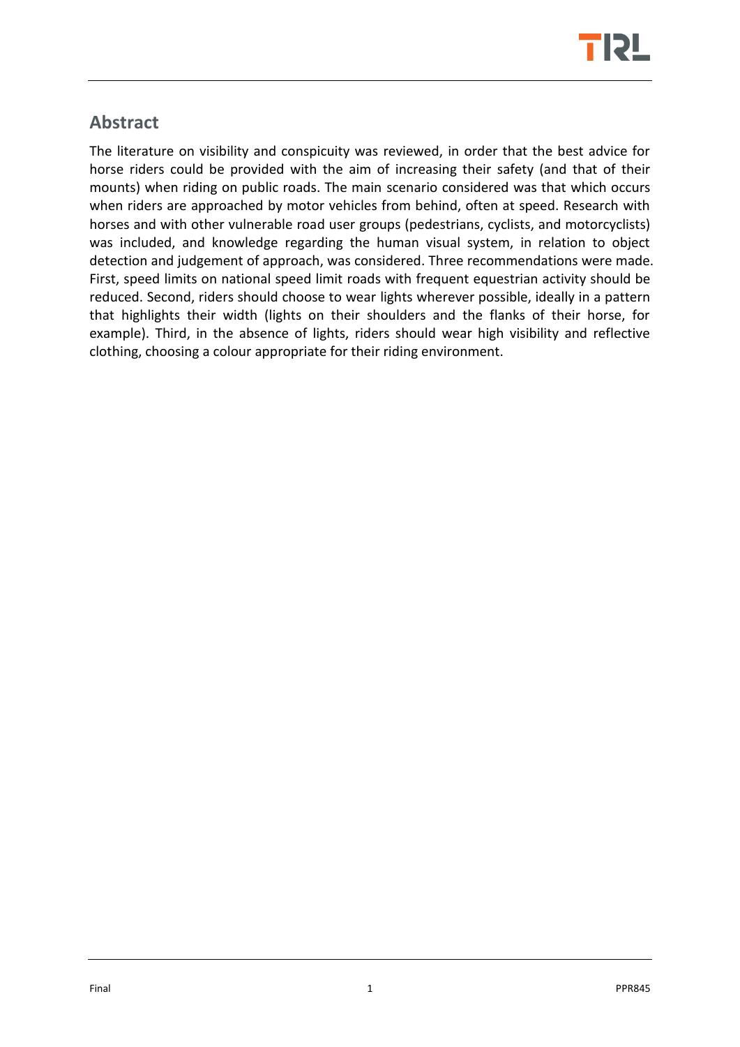## Abstract

The literature on visibility and conspicuity was reviewed, in order that the best advice for horse riders could be provided with the aim of increasing their safety (and that of their mounts) when riding on public roads. The main scenario considered was that which occurs when riders are approached by motor vehicles from behind, often at speed. Research with horses and with other vulnerable road user groups (pedestrians, cyclists, and motorcyclists) was included, and knowledge regarding the human visual system, in relation to object detection and judgement of approach, was considered. Three recommendations were made. First, speed limits on national speed limit roads with frequent equestrian activity should be reduced. Second, riders should choose to wear lights wherever possible, ideally in a pattern that highlights their width (lights on their shoulders and the flanks of their horse, for example). Third, in the absence of lights, riders should wear high visibility and reflective clothing, choosing a colour appropriate for their riding environment.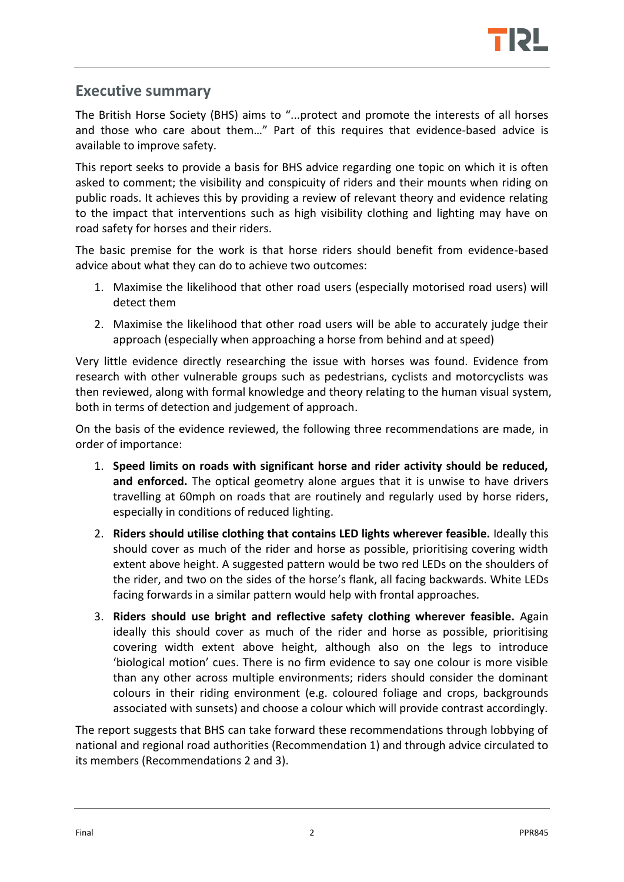## Executive summary

The British Horse Society (BHS) aims to "...protect and promote the interests of all horses and those who care about them…" Part of this requires that evidence-based advice is available to improve safety.

This report seeks to provide a basis for BHS advice regarding one topic on which it is often asked to comment; the visibility and conspicuity of riders and their mounts when riding on public roads. It achieves this by providing a review of relevant theory and evidence relating to the impact that interventions such as high visibility clothing and lighting may have on road safety for horses and their riders.

The basic premise for the work is that horse riders should benefit from evidence-based advice about what they can do to achieve two outcomes:

1. Maximise the likelihood that other road users (especially motorised road users) will detect them
2. Maximise the likelihood that other road users will be able to accurately judge their approach (especially when approaching a horse from behind and at speed)

Very little evidence directly researching the issue with horses was found. Evidence from research with other vulnerable groups such as pedestrians, cyclists and motorcyclists was then reviewed, along with formal knowledge and theory relating to the human visual system, both in terms of detection and judgement of approach.

On the basis of the evidence reviewed, the following three recommendations are made, in order of importance:

1. **Speed limits on roads with significant horse and rider activity should be reduced, and enforced.** The optical geometry alone argues that it is unwise to have drivers travelling at 60mph on roads that are routinely and regularly used by horse riders, especially in conditions of reduced lighting.
2. **Riders should utilise clothing that contains LED lights wherever feasible.** Ideally this should cover as much of the rider and horse as possible, prioritising covering width extent above height. A suggested pattern would be two red LEDs on the shoulders of the rider, and two on the sides of the horse's flank, all facing backwards. White LEDs facing forwards in a similar pattern would help with frontal approaches.
3. **Riders should use bright and reflective safety clothing wherever feasible.** Again ideally this should cover as much of the rider and horse as possible, prioritising covering width extent above height, although also on the legs to introduce 'biological motion' cues. There is no firm evidence to say one colour is more visible than any other across multiple environments; riders should consider the dominant colours in their riding environment (e.g. coloured foliage and crops, backgrounds associated with sunsets) and choose a colour which will provide contrast accordingly.

The report suggests that BHS can take forward these recommendations through lobbying of national and regional road authorities (Recommendation 1) and through advice circulated to its members (Recommendations 2 and 3).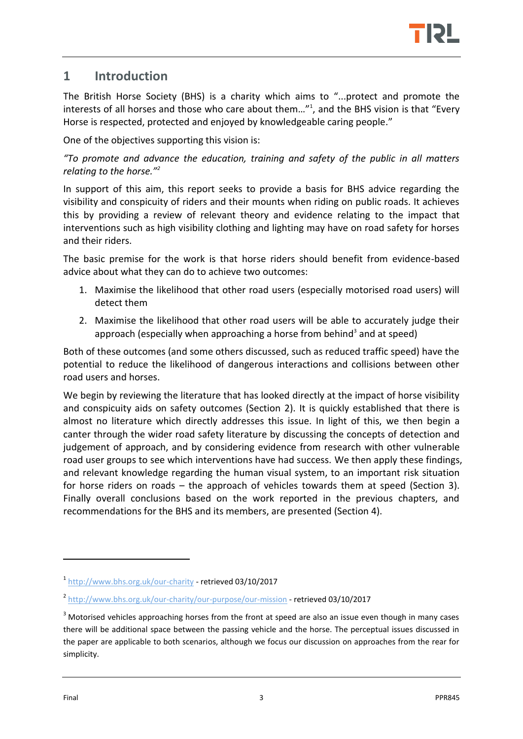# 1 Introduction

The British Horse Society (BHS) is a charity which aims to "...protect and promote the interests of all horses and those who care about them..."[1], and the BHS vision is that "Every Horse is respected, protected and enjoyed by knowledgeable caring people."

One of the objectives supporting this vision is:

*"To promote and advance the education, training and safety of the public in all matters relating to the horse."[2]*

In support of this aim, this report seeks to provide a basis for BHS advice regarding the visibility and conspicuity of riders and their mounts when riding on public roads. It achieves this by providing a review of relevant theory and evidence relating to the impact that interventions such as high visibility clothing and lighting may have on road safety for horses and their riders.

The basic premise for the work is that horse riders should benefit from evidence-based advice about what they can do to achieve two outcomes:

1. Maximise the likelihood that other road users (especially motorised road users) will detect them
2. Maximise the likelihood that other road users will be able to accurately judge their approach (especially when approaching a horse from behind[3] and at speed)

Both of these outcomes (and some others discussed, such as reduced traffic speed) have the potential to reduce the likelihood of dangerous interactions and collisions between other road users and horses.

We begin by reviewing the literature that has looked directly at the impact of horse visibility and conspicuity aids on safety outcomes (Section 2). It is quickly established that there is almost no literature which directly addresses this issue. In light of this, we then begin a canter through the wider road safety literature by discussing the concepts of detection and judgement of approach, and by considering evidence from research with other vulnerable road user groups to see which interventions have had success. We then apply these findings, and relevant knowledge regarding the human visual system, to an important risk situation for horse riders on roads – the approach of vehicles towards them at speed (Section 3). Finally overall conclusions based on the work reported in the previous chapters, and recommendations for the BHS and its members, are presented (Section 4).

---

[1] http://www.bhs.org.uk/our-charity - retrieved 03/10/2017

[2] http://www.bhs.org.uk/our-charity/our-purpose/our-mission - retrieved 03/10/2017

[3] Motorised vehicles approaching horses from the front at speed are also an issue even though in many cases there will be additional space between the passing vehicle and the horse. The perceptual issues discussed in the paper are applicable to both scenarios, although we focus our discussion on approaches from the rear for simplicity.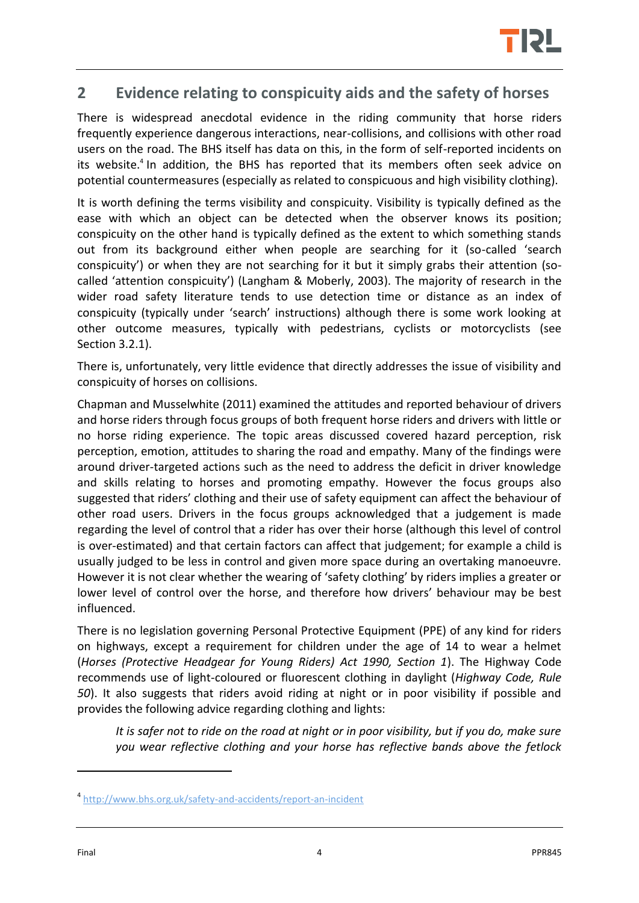## 2 Evidence relating to conspicuity aids and the safety of horses

There is widespread anecdotal evidence in the riding community that horse riders frequently experience dangerous interactions, near-collisions, and collisions with other road users on the road. The BHS itself has data on this, in the form of self-reported incidents on its website.[4] In addition, the BHS has reported that its members often seek advice on potential countermeasures (especially as related to conspicuous and high visibility clothing).

It is worth defining the terms visibility and conspicuity. Visibility is typically defined as the ease with which an object can be detected when the observer knows its position; conspicuity on the other hand is typically defined as the extent to which something stands out from its background either when people are searching for it (so-called 'search conspicuity') or when they are not searching for it but it simply grabs their attention (so-called 'attention conspicuity') (Langham & Moberly, 2003). The majority of research in the wider road safety literature tends to use detection time or distance as an index of conspicuity (typically under 'search' instructions) although there is some work looking at other outcome measures, typically with pedestrians, cyclists or motorcyclists (see Section 3.2.1).

There is, unfortunately, very little evidence that directly addresses the issue of visibility and conspicuity of horses on collisions.

Chapman and Musselwhite (2011) examined the attitudes and reported behaviour of drivers and horse riders through focus groups of both frequent horse riders and drivers with little or no horse riding experience. The topic areas discussed covered hazard perception, risk perception, emotion, attitudes to sharing the road and empathy. Many of the findings were around driver-targeted actions such as the need to address the deficit in driver knowledge and skills relating to horses and promoting empathy. However the focus groups also suggested that riders' clothing and their use of safety equipment can affect the behaviour of other road users. Drivers in the focus groups acknowledged that a judgement is made regarding the level of control that a rider has over their horse (although this level of control is over-estimated) and that certain factors can affect that judgement; for example a child is usually judged to be less in control and given more space during an overtaking manoeuvre. However it is not clear whether the wearing of 'safety clothing' by riders implies a greater or lower level of control over the horse, and therefore how drivers' behaviour may be best influenced.

There is no legislation governing Personal Protective Equipment (PPE) of any kind for riders on highways, except a requirement for children under the age of 14 to wear a helmet (*Horses (Protective Headgear for Young Riders) Act 1990, Section 1*). The Highway Code recommends use of light-coloured or fluorescent clothing in daylight (*Highway Code, Rule 50*). It also suggests that riders avoid riding at night or in poor visibility if possible and provides the following advice regarding clothing and lights:

> *It is safer not to ride on the road at night or in poor visibility, but if you do, make sure you wear reflective clothing and your horse has reflective bands above the fetlock*

[4] http://www.bhs.org.uk/safety-and-accidents/report-an-incident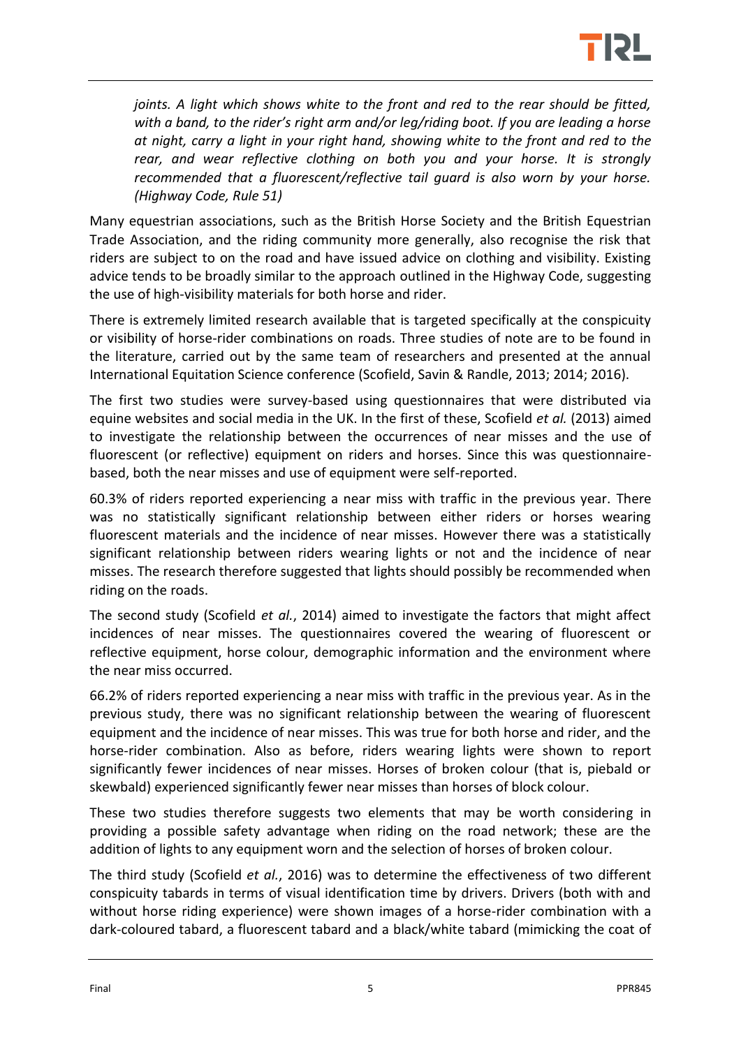*joints. A light which shows white to the front and red to the rear should be fitted, with a band, to the rider's right arm and/or leg/riding boot. If you are leading a horse at night, carry a light in your right hand, showing white to the front and red to the rear, and wear reflective clothing on both you and your horse. It is strongly recommended that a fluorescent/reflective tail guard is also worn by your horse. (Highway Code, Rule 51)*

Many equestrian associations, such as the British Horse Society and the British Equestrian Trade Association, and the riding community more generally, also recognise the risk that riders are subject to on the road and have issued advice on clothing and visibility. Existing advice tends to be broadly similar to the approach outlined in the Highway Code, suggesting the use of high-visibility materials for both horse and rider.

There is extremely limited research available that is targeted specifically at the conspicuity or visibility of horse-rider combinations on roads. Three studies of note are to be found in the literature, carried out by the same team of researchers and presented at the annual International Equitation Science conference (Scofield, Savin & Randle, 2013; 2014; 2016).

The first two studies were survey-based using questionnaires that were distributed via equine websites and social media in the UK. In the first of these, Scofield *et al.* (2013) aimed to investigate the relationship between the occurrences of near misses and the use of fluorescent (or reflective) equipment on riders and horses. Since this was questionnaire-based, both the near misses and use of equipment were self-reported.

60.3% of riders reported experiencing a near miss with traffic in the previous year. There was no statistically significant relationship between either riders or horses wearing fluorescent materials and the incidence of near misses. However there was a statistically significant relationship between riders wearing lights or not and the incidence of near misses. The research therefore suggested that lights should possibly be recommended when riding on the roads.

The second study (Scofield *et al.*, 2014) aimed to investigate the factors that might affect incidences of near misses. The questionnaires covered the wearing of fluorescent or reflective equipment, horse colour, demographic information and the environment where the near miss occurred.

66.2% of riders reported experiencing a near miss with traffic in the previous year. As in the previous study, there was no significant relationship between the wearing of fluorescent equipment and the incidence of near misses. This was true for both horse and rider, and the horse-rider combination. Also as before, riders wearing lights were shown to report significantly fewer incidences of near misses. Horses of broken colour (that is, piebald or skewbald) experienced significantly fewer near misses than horses of block colour.

These two studies therefore suggests two elements that may be worth considering in providing a possible safety advantage when riding on the road network; these are the addition of lights to any equipment worn and the selection of horses of broken colour.

The third study (Scofield *et al.*, 2016) was to determine the effectiveness of two different conspicuity tabards in terms of visual identification time by drivers. Drivers (both with and without horse riding experience) were shown images of a horse-rider combination with a dark-coloured tabard, a fluorescent tabard and a black/white tabard (mimicking the coat of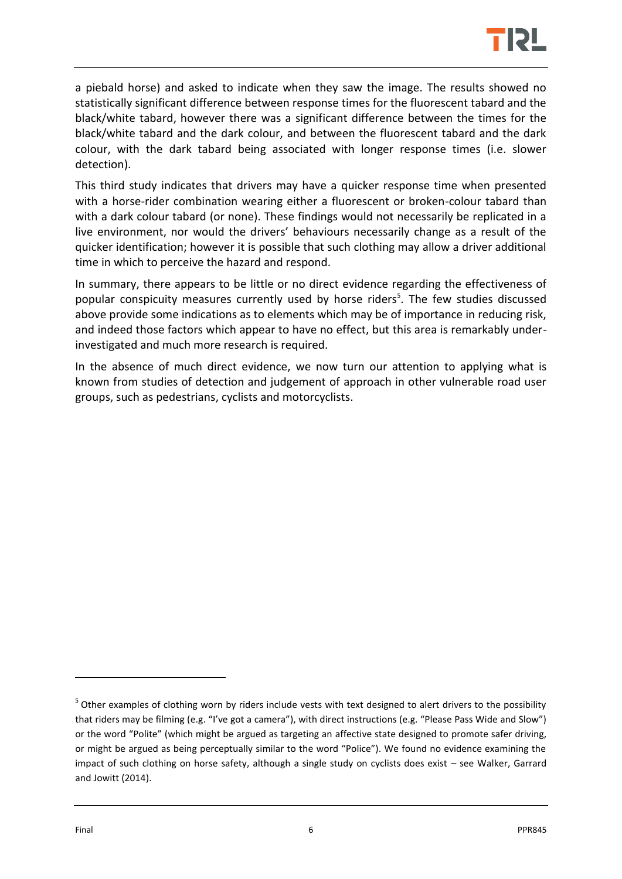a piebald horse) and asked to indicate when they saw the image. The results showed no statistically significant difference between response times for the fluorescent tabard and the black/white tabard, however there was a significant difference between the times for the black/white tabard and the dark colour, and between the fluorescent tabard and the dark colour, with the dark tabard being associated with longer response times (i.e. slower detection).

This third study indicates that drivers may have a quicker response time when presented with a horse-rider combination wearing either a fluorescent or broken-colour tabard than with a dark colour tabard (or none). These findings would not necessarily be replicated in a live environment, nor would the drivers' behaviours necessarily change as a result of the quicker identification; however it is possible that such clothing may allow a driver additional time in which to perceive the hazard and respond.

In summary, there appears to be little or no direct evidence regarding the effectiveness of popular conspicuity measures currently used by horse riders[5]. The few studies discussed above provide some indications as to elements which may be of importance in reducing risk, and indeed those factors which appear to have no effect, but this area is remarkably under-investigated and much more research is required.

In the absence of much direct evidence, we now turn our attention to applying what is known from studies of detection and judgement of approach in other vulnerable road user groups, such as pedestrians, cyclists and motorcyclists.

[5] Other examples of clothing worn by riders include vests with text designed to alert drivers to the possibility that riders may be filming (e.g. "I've got a camera"), with direct instructions (e.g. "Please Pass Wide and Slow") or the word "Polite" (which might be argued as targeting an affective state designed to promote safer driving, or might be argued as being perceptually similar to the word "Police"). We found no evidence examining the impact of such clothing on horse safety, although a single study on cyclists does exist – see Walker, Garrard and Jowitt (2014).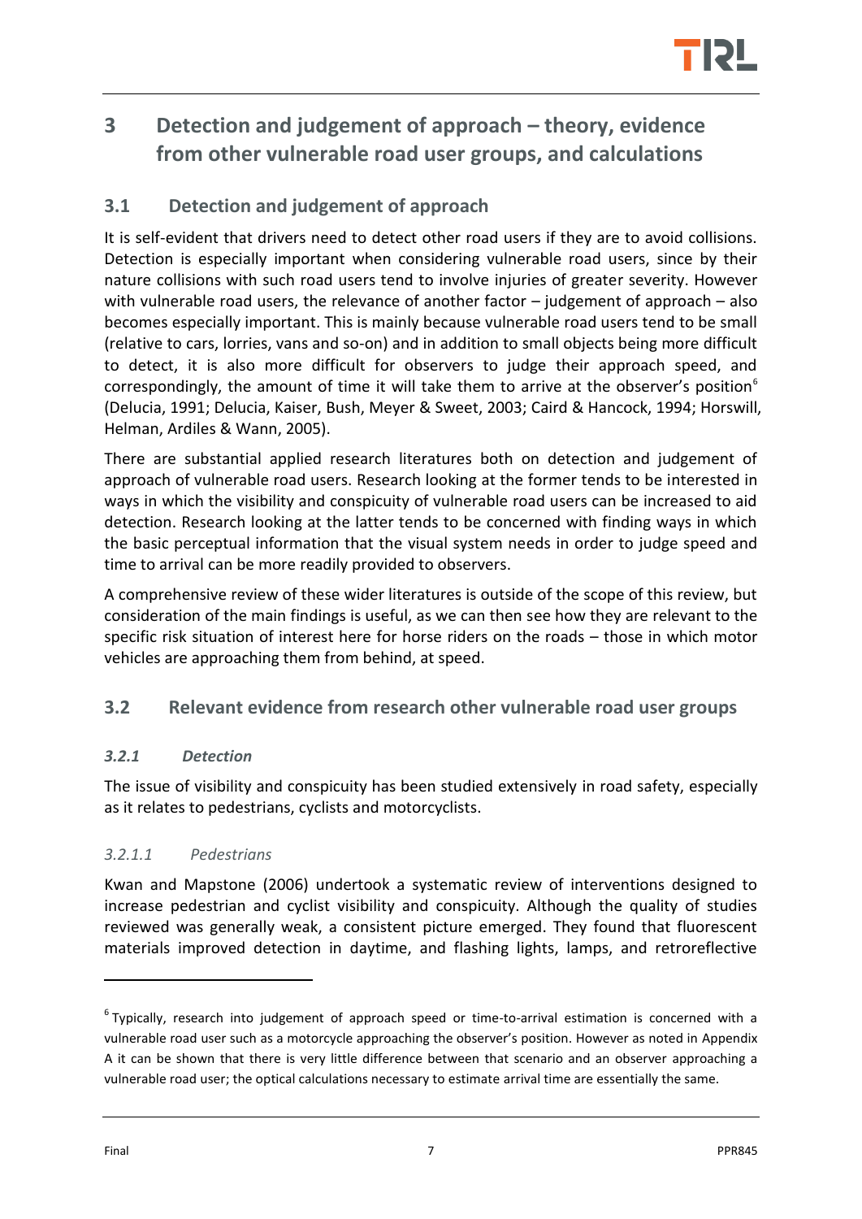# 3 Detection and judgement of approach – theory, evidence from other vulnerable road user groups, and calculations

## 3.1 Detection and judgement of approach

It is self-evident that drivers need to detect other road users if they are to avoid collisions. Detection is especially important when considering vulnerable road users, since by their nature collisions with such road users tend to involve injuries of greater severity. However with vulnerable road users, the relevance of another factor – judgement of approach – also becomes especially important. This is mainly because vulnerable road users tend to be small (relative to cars, lorries, vans and so-on) and in addition to small objects being more difficult to detect, it is also more difficult for observers to judge their approach speed, and correspondingly, the amount of time it will take them to arrive at the observer's position[6] (Delucia, 1991; Delucia, Kaiser, Bush, Meyer & Sweet, 2003; Caird & Hancock, 1994; Horswill, Helman, Ardiles & Wann, 2005).

There are substantial applied research literatures both on detection and judgement of approach of vulnerable road users. Research looking at the former tends to be interested in ways in which the visibility and conspicuity of vulnerable road users can be increased to aid detection. Research looking at the latter tends to be concerned with finding ways in which the basic perceptual information that the visual system needs in order to judge speed and time to arrival can be more readily provided to observers.

A comprehensive review of these wider literatures is outside of the scope of this review, but consideration of the main findings is useful, as we can then see how they are relevant to the specific risk situation of interest here for horse riders on the roads – those in which motor vehicles are approaching them from behind, at speed.

## 3.2 Relevant evidence from research other vulnerable road user groups

### *3.2.1 Detection*

The issue of visibility and conspicuity has been studied extensively in road safety, especially as it relates to pedestrians, cyclists and motorcyclists.

#### *3.2.1.1 Pedestrians*

Kwan and Mapstone (2006) undertook a systematic review of interventions designed to increase pedestrian and cyclist visibility and conspicuity. Although the quality of studies reviewed was generally weak, a consistent picture emerged. They found that fluorescent materials improved detection in daytime, and flashing lights, lamps, and retroreflective

---

[6] Typically, research into judgement of approach speed or time-to-arrival estimation is concerned with a vulnerable road user such as a motorcycle approaching the observer's position. However as noted in Appendix A it can be shown that there is very little difference between that scenario and an observer approaching a vulnerable road user; the optical calculations necessary to estimate arrival time are essentially the same.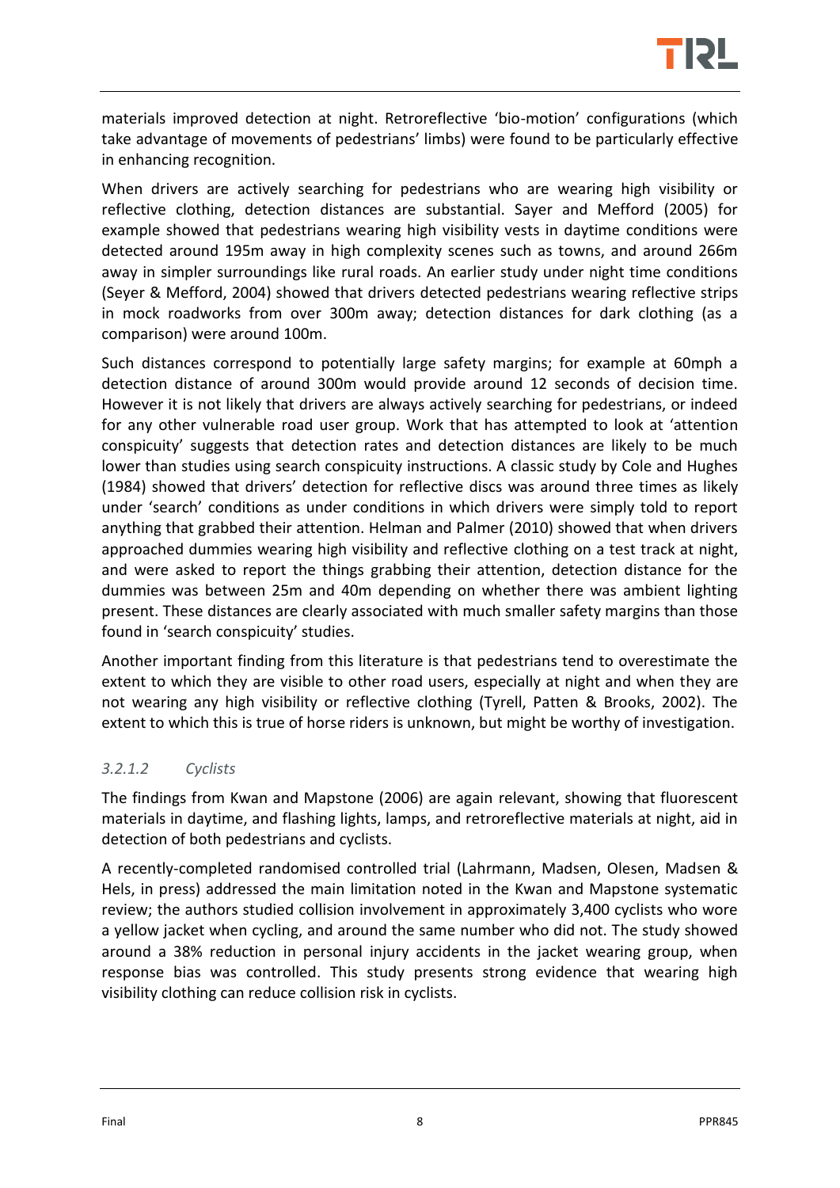materials improved detection at night. Retroreflective 'bio-motion' configurations (which take advantage of movements of pedestrians' limbs) were found to be particularly effective in enhancing recognition.

When drivers are actively searching for pedestrians who are wearing high visibility or reflective clothing, detection distances are substantial. Sayer and Mefford (2005) for example showed that pedestrians wearing high visibility vests in daytime conditions were detected around 195m away in high complexity scenes such as towns, and around 266m away in simpler surroundings like rural roads. An earlier study under night time conditions (Seyer & Mefford, 2004) showed that drivers detected pedestrians wearing reflective strips in mock roadworks from over 300m away; detection distances for dark clothing (as a comparison) were around 100m.

Such distances correspond to potentially large safety margins; for example at 60mph a detection distance of around 300m would provide around 12 seconds of decision time. However it is not likely that drivers are always actively searching for pedestrians, or indeed for any other vulnerable road user group. Work that has attempted to look at 'attention conspicuity' suggests that detection rates and detection distances are likely to be much lower than studies using search conspicuity instructions. A classic study by Cole and Hughes (1984) showed that drivers' detection for reflective discs was around three times as likely under 'search' conditions as under conditions in which drivers were simply told to report anything that grabbed their attention. Helman and Palmer (2010) showed that when drivers approached dummies wearing high visibility and reflective clothing on a test track at night, and were asked to report the things grabbing their attention, detection distance for the dummies was between 25m and 40m depending on whether there was ambient lighting present. These distances are clearly associated with much smaller safety margins than those found in 'search conspicuity' studies.

Another important finding from this literature is that pedestrians tend to overestimate the extent to which they are visible to other road users, especially at night and when they are not wearing any high visibility or reflective clothing (Tyrell, Patten & Brooks, 2002). The extent to which this is true of horse riders is unknown, but might be worthy of investigation.

#### *3.2.1.2 Cyclists*

The findings from Kwan and Mapstone (2006) are again relevant, showing that fluorescent materials in daytime, and flashing lights, lamps, and retroreflective materials at night, aid in detection of both pedestrians and cyclists.

A recently-completed randomised controlled trial (Lahrmann, Madsen, Olesen, Madsen & Hels, in press) addressed the main limitation noted in the Kwan and Mapstone systematic review; the authors studied collision involvement in approximately 3,400 cyclists who wore a yellow jacket when cycling, and around the same number who did not. The study showed around a 38% reduction in personal injury accidents in the jacket wearing group, when response bias was controlled. This study presents strong evidence that wearing high visibility clothing can reduce collision risk in cyclists.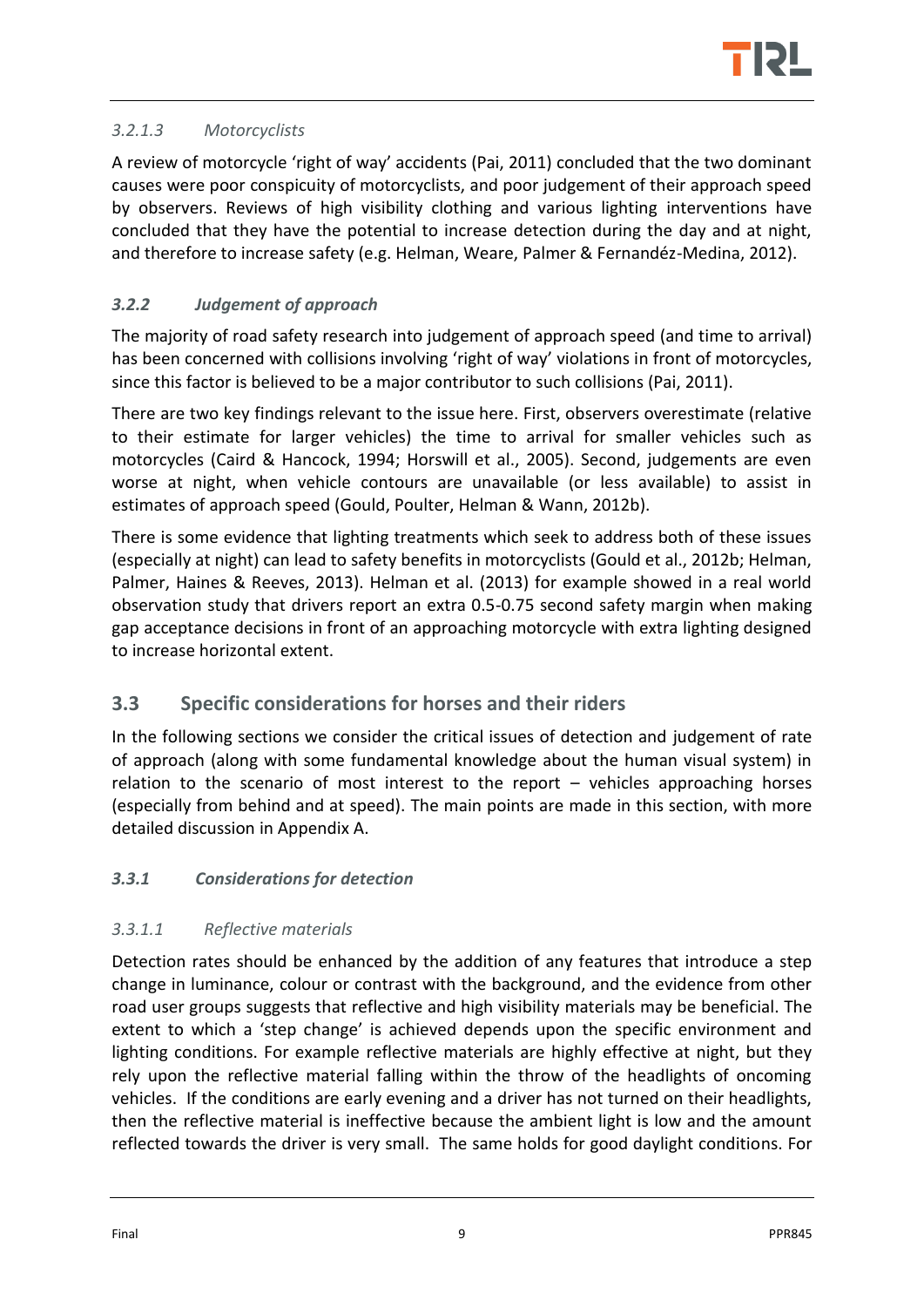#### *3.2.1.3 Motorcyclists*

A review of motorcycle 'right of way' accidents (Pai, 2011) concluded that the two dominant causes were poor conspicuity of motorcyclists, and poor judgement of their approach speed by observers. Reviews of high visibility clothing and various lighting interventions have concluded that they have the potential to increase detection during the day and at night, and therefore to increase safety (e.g. Helman, Weare, Palmer & Fernandéz-Medina, 2012).

### *3.2.2 Judgement of approach*

The majority of road safety research into judgement of approach speed (and time to arrival) has been concerned with collisions involving 'right of way' violations in front of motorcycles, since this factor is believed to be a major contributor to such collisions (Pai, 2011).

There are two key findings relevant to the issue here. First, observers overestimate (relative to their estimate for larger vehicles) the time to arrival for smaller vehicles such as motorcycles (Caird & Hancock, 1994; Horswill et al., 2005). Second, judgements are even worse at night, when vehicle contours are unavailable (or less available) to assist in estimates of approach speed (Gould, Poulter, Helman & Wann, 2012b).

There is some evidence that lighting treatments which seek to address both of these issues (especially at night) can lead to safety benefits in motorcyclists (Gould et al., 2012b; Helman, Palmer, Haines & Reeves, 2013). Helman et al. (2013) for example showed in a real world observation study that drivers report an extra 0.5-0.75 second safety margin when making gap acceptance decisions in front of an approaching motorcycle with extra lighting designed to increase horizontal extent.

## 3.3 Specific considerations for horses and their riders

In the following sections we consider the critical issues of detection and judgement of rate of approach (along with some fundamental knowledge about the human visual system) in relation to the scenario of most interest to the report – vehicles approaching horses (especially from behind and at speed). The main points are made in this section, with more detailed discussion in Appendix A.

### *3.3.1 Considerations for detection*

#### *3.3.1.1 Reflective materials*

Detection rates should be enhanced by the addition of any features that introduce a step change in luminance, colour or contrast with the background, and the evidence from other road user groups suggests that reflective and high visibility materials may be beneficial. The extent to which a 'step change' is achieved depends upon the specific environment and lighting conditions. For example reflective materials are highly effective at night, but they rely upon the reflective material falling within the throw of the headlights of oncoming vehicles. If the conditions are early evening and a driver has not turned on their headlights, then the reflective material is ineffective because the ambient light is low and the amount reflected towards the driver is very small. The same holds for good daylight conditions. For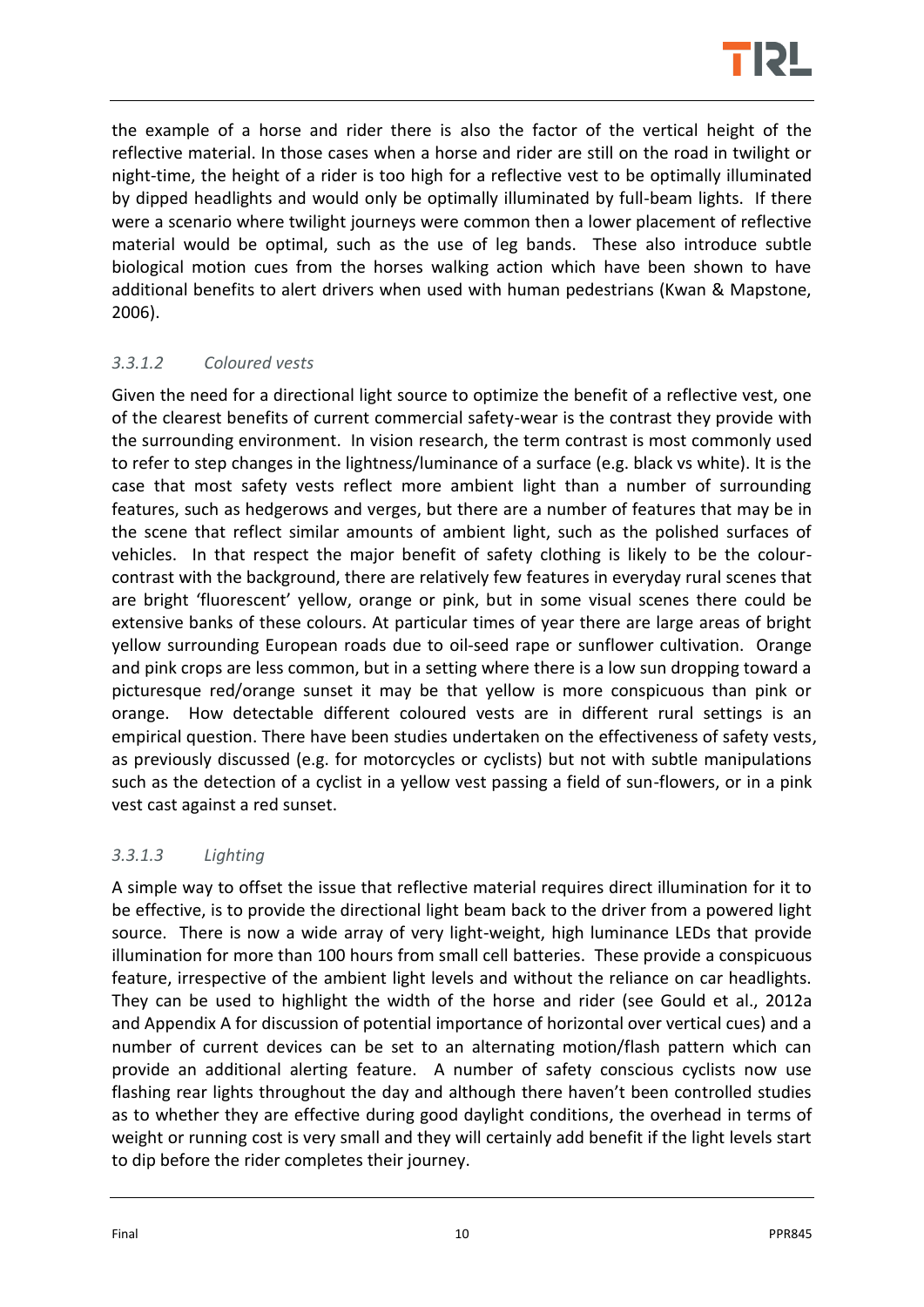the example of a horse and rider there is also the factor of the vertical height of the reflective material. In those cases when a horse and rider are still on the road in twilight or night-time, the height of a rider is too high for a reflective vest to be optimally illuminated by dipped headlights and would only be optimally illuminated by full-beam lights. If there were a scenario where twilight journeys were common then a lower placement of reflective material would be optimal, such as the use of leg bands. These also introduce subtle biological motion cues from the horses walking action which have been shown to have additional benefits to alert drivers when used with human pedestrians (Kwan & Mapstone, 2006).

#### *3.3.1.2 Coloured vests*

Given the need for a directional light source to optimize the benefit of a reflective vest, one of the clearest benefits of current commercial safety-wear is the contrast they provide with the surrounding environment. In vision research, the term contrast is most commonly used to refer to step changes in the lightness/luminance of a surface (e.g. black vs white). It is the case that most safety vests reflect more ambient light than a number of surrounding features, such as hedgerows and verges, but there are a number of features that may be in the scene that reflect similar amounts of ambient light, such as the polished surfaces of vehicles. In that respect the major benefit of safety clothing is likely to be the colour-contrast with the background, there are relatively few features in everyday rural scenes that are bright 'fluorescent' yellow, orange or pink, but in some visual scenes there could be extensive banks of these colours. At particular times of year there are large areas of bright yellow surrounding European roads due to oil-seed rape or sunflower cultivation. Orange and pink crops are less common, but in a setting where there is a low sun dropping toward a picturesque red/orange sunset it may be that yellow is more conspicuous than pink or orange. How detectable different coloured vests are in different rural settings is an empirical question. There have been studies undertaken on the effectiveness of safety vests, as previously discussed (e.g. for motorcycles or cyclists) but not with subtle manipulations such as the detection of a cyclist in a yellow vest passing a field of sun-flowers, or in a pink vest cast against a red sunset.

#### *3.3.1.3 Lighting*

A simple way to offset the issue that reflective material requires direct illumination for it to be effective, is to provide the directional light beam back to the driver from a powered light source. There is now a wide array of very light-weight, high luminance LEDs that provide illumination for more than 100 hours from small cell batteries. These provide a conspicuous feature, irrespective of the ambient light levels and without the reliance on car headlights. They can be used to highlight the width of the horse and rider (see Gould et al., 2012a and Appendix A for discussion of potential importance of horizontal over vertical cues) and a number of current devices can be set to an alternating motion/flash pattern which can provide an additional alerting feature. A number of safety conscious cyclists now use flashing rear lights throughout the day and although there haven't been controlled studies as to whether they are effective during good daylight conditions, the overhead in terms of weight or running cost is very small and they will certainly add benefit if the light levels start to dip before the rider completes their journey.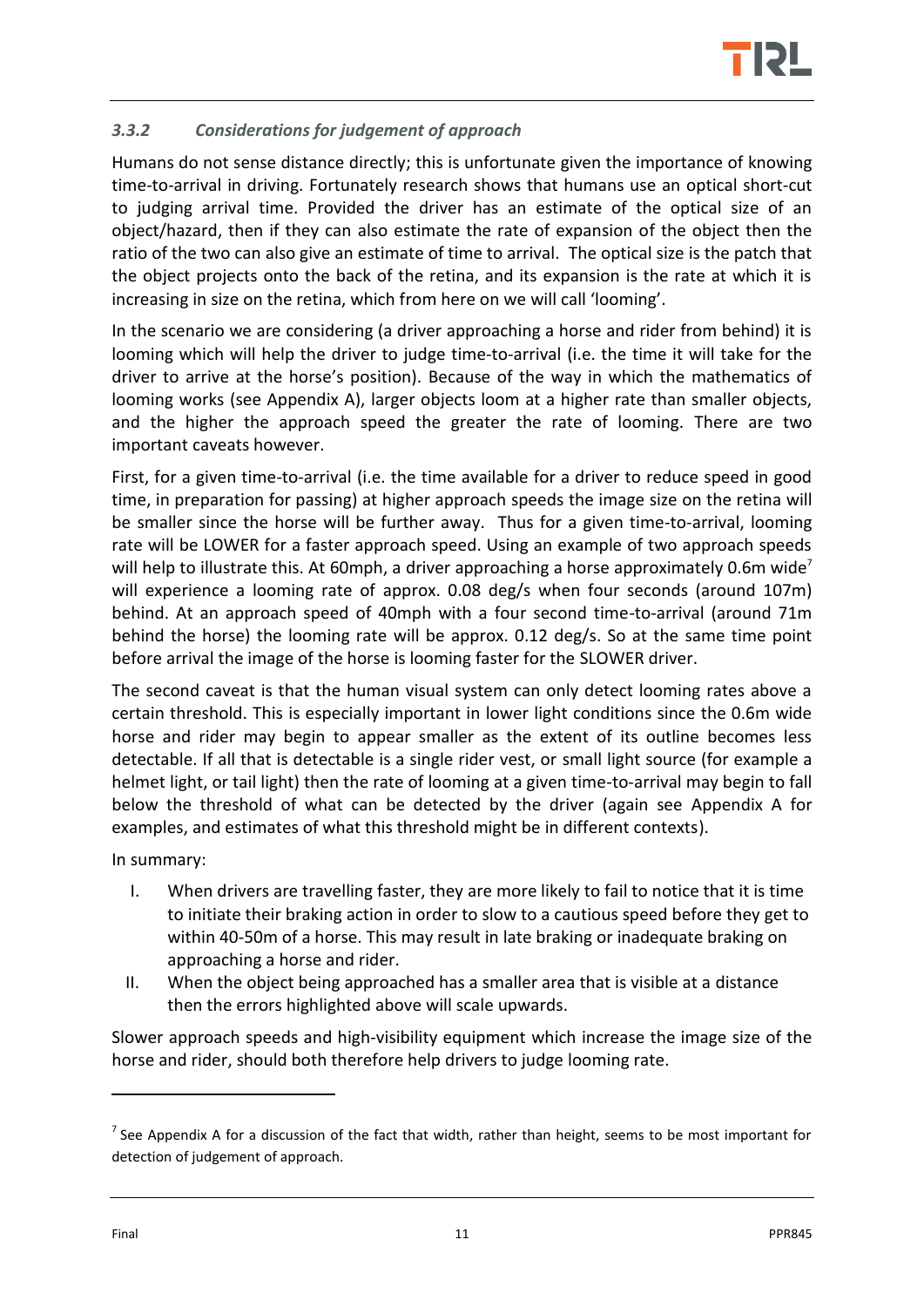### *3.3.2 Considerations for judgement of approach*

Humans do not sense distance directly; this is unfortunate given the importance of knowing time-to-arrival in driving. Fortunately research shows that humans use an optical short-cut to judging arrival time. Provided the driver has an estimate of the optical size of an object/hazard, then if they can also estimate the rate of expansion of the object then the ratio of the two can also give an estimate of time to arrival. The optical size is the patch that the object projects onto the back of the retina, and its expansion is the rate at which it is increasing in size on the retina, which from here on we will call 'looming'.

In the scenario we are considering (a driver approaching a horse and rider from behind) it is looming which will help the driver to judge time-to-arrival (i.e. the time it will take for the driver to arrive at the horse's position). Because of the way in which the mathematics of looming works (see Appendix A), larger objects loom at a higher rate than smaller objects, and the higher the approach speed the greater the rate of looming. There are two important caveats however.

First, for a given time-to-arrival (i.e. the time available for a driver to reduce speed in good time, in preparation for passing) at higher approach speeds the image size on the retina will be smaller since the horse will be further away. Thus for a given time-to-arrival, looming rate will be LOWER for a faster approach speed. Using an example of two approach speeds will help to illustrate this. At 60mph, a driver approaching a horse approximately 0.6m wide[7] will experience a looming rate of approx. 0.08 deg/s when four seconds (around 107m) behind. At an approach speed of 40mph with a four second time-to-arrival (around 71m behind the horse) the looming rate will be approx. 0.12 deg/s. So at the same time point before arrival the image of the horse is looming faster for the SLOWER driver.

The second caveat is that the human visual system can only detect looming rates above a certain threshold. This is especially important in lower light conditions since the 0.6m wide horse and rider may begin to appear smaller as the extent of its outline becomes less detectable. If all that is detectable is a single rider vest, or small light source (for example a helmet light, or tail light) then the rate of looming at a given time-to-arrival may begin to fall below the threshold of what can be detected by the driver (again see Appendix A for examples, and estimates of what this threshold might be in different contexts).

In summary:

I. When drivers are travelling faster, they are more likely to fail to notice that it is time to initiate their braking action in order to slow to a cautious speed before they get to within 40-50m of a horse. This may result in late braking or inadequate braking on approaching a horse and rider.

II. When the object being approached has a smaller area that is visible at a distance then the errors highlighted above will scale upwards.

Slower approach speeds and high-visibility equipment which increase the image size of the horse and rider, should both therefore help drivers to judge looming rate.

[7] See Appendix A for a discussion of the fact that width, rather than height, seems to be most important for detection of judgement of approach.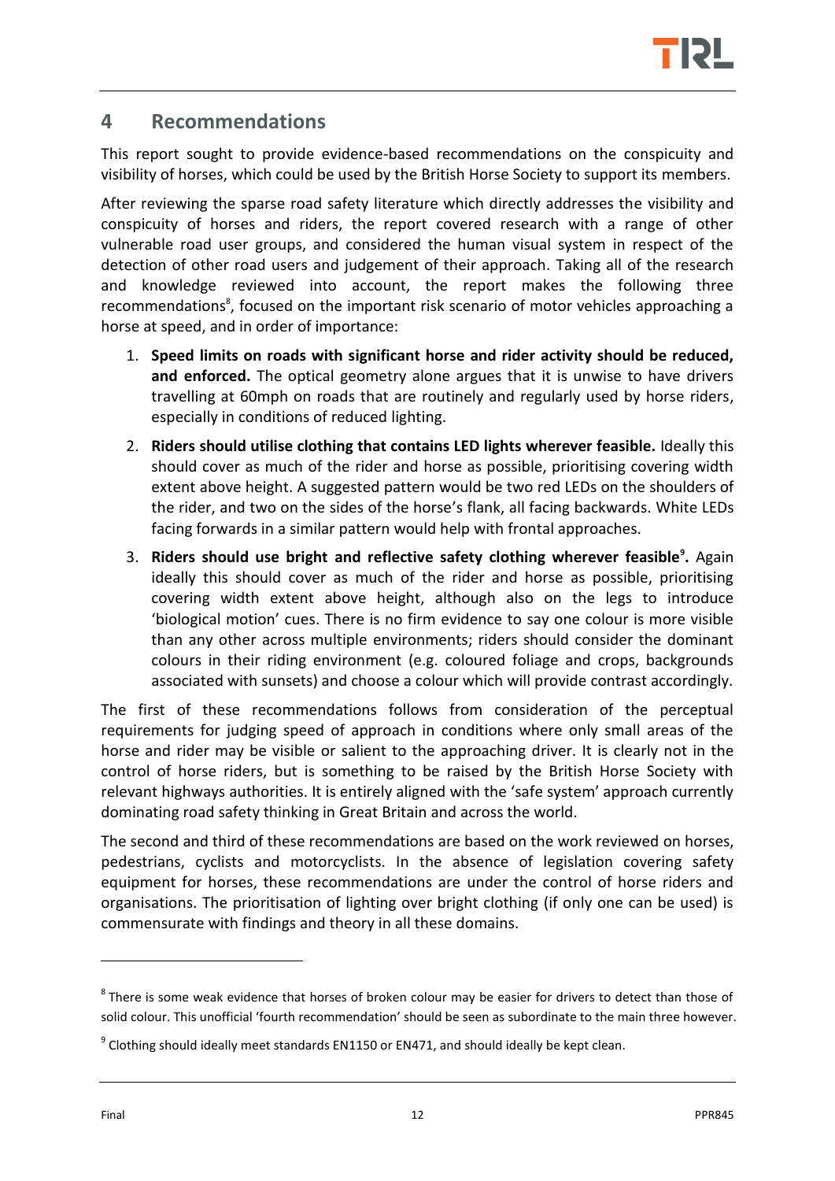# 4 Recommendations

This report sought to provide evidence-based recommendations on the conspicuity and visibility of horses, which could be used by the British Horse Society to support its members.

After reviewing the sparse road safety literature which directly addresses the visibility and conspicuity of horses and riders, the report covered research with a range of other vulnerable road user groups, and considered the human visual system in respect of the detection of other road users and judgement of their approach. Taking all of the research and knowledge reviewed into account, the report makes the following three recommendations[8], focused on the important risk scenario of motor vehicles approaching a horse at speed, and in order of importance:

1. **Speed limits on roads with significant horse and rider activity should be reduced, and enforced.** The optical geometry alone argues that it is unwise to have drivers travelling at 60mph on roads that are routinely and regularly used by horse riders, especially in conditions of reduced lighting.
2. **Riders should utilise clothing that contains LED lights wherever feasible.** Ideally this should cover as much of the rider and horse as possible, prioritising covering width extent above height. A suggested pattern would be two red LEDs on the shoulders of the rider, and two on the sides of the horse's flank, all facing backwards. White LEDs facing forwards in a similar pattern would help with frontal approaches.
3. **Riders should use bright and reflective safety clothing wherever feasible[9].** Again ideally this should cover as much of the rider and horse as possible, prioritising covering width extent above height, although also on the legs to introduce 'biological motion' cues. There is no firm evidence to say one colour is more visible than any other across multiple environments; riders should consider the dominant colours in their riding environment (e.g. coloured foliage and crops, backgrounds associated with sunsets) and choose a colour which will provide contrast accordingly.

The first of these recommendations follows from consideration of the perceptual requirements for judging speed of approach in conditions where only small areas of the horse and rider may be visible or salient to the approaching driver. It is clearly not in the control of horse riders, but is something to be raised by the British Horse Society with relevant highways authorities. It is entirely aligned with the 'safe system' approach currently dominating road safety thinking in Great Britain and across the world.

The second and third of these recommendations are based on the work reviewed on horses, pedestrians, cyclists and motorcyclists. In the absence of legislation covering safety equipment for horses, these recommendations are under the control of horse riders and organisations. The prioritisation of lighting over bright clothing (if only one can be used) is commensurate with findings and theory in all these domains.

[8] There is some weak evidence that horses of broken colour may be easier for drivers to detect than those of solid colour. This unofficial 'fourth recommendation' should be seen as subordinate to the main three however.

[9] Clothing should ideally meet standards EN1150 or EN471, and should ideally be kept clean.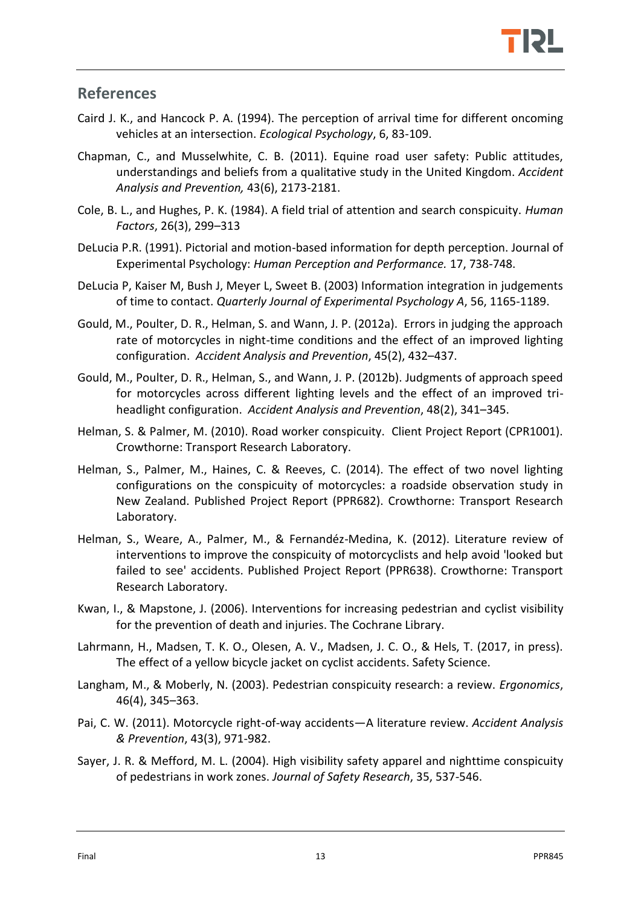## References

Caird J. K., and Hancock P. A. (1994). The perception of arrival time for different oncoming vehicles at an intersection. *Ecological Psychology*, 6, 83-109.

Chapman, C., and Musselwhite, C. B. (2011). Equine road user safety: Public attitudes, understandings and beliefs from a qualitative study in the United Kingdom. *Accident Analysis and Prevention,* 43(6), 2173-2181.

Cole, B. L., and Hughes, P. K. (1984). A field trial of attention and search conspicuity. *Human Factors*, 26(3), 299–313

DeLucia P.R. (1991). Pictorial and motion-based information for depth perception. Journal of Experimental Psychology: *Human Perception and Performance.* 17, 738-748.

DeLucia P, Kaiser M, Bush J, Meyer L, Sweet B. (2003) Information integration in judgements of time to contact. *Quarterly Journal of Experimental Psychology A*, 56, 1165-1189.

Gould, M., Poulter, D. R., Helman, S. and Wann, J. P. (2012a). Errors in judging the approach rate of motorcycles in night-time conditions and the effect of an improved lighting configuration. *Accident Analysis and Prevention*, 45(2), 432–437.

Gould, M., Poulter, D. R., Helman, S., and Wann, J. P. (2012b). Judgments of approach speed for motorcycles across different lighting levels and the effect of an improved tri-headlight configuration. *Accident Analysis and Prevention*, 48(2), 341–345.

Helman, S. & Palmer, M. (2010). Road worker conspicuity. Client Project Report (CPR1001). Crowthorne: Transport Research Laboratory.

Helman, S., Palmer, M., Haines, C. & Reeves, C. (2014). The effect of two novel lighting configurations on the conspicuity of motorcycles: a roadside observation study in New Zealand. Published Project Report (PPR682). Crowthorne: Transport Research Laboratory.

Helman, S., Weare, A., Palmer, M., & Fernandéz-Medina, K. (2012). Literature review of interventions to improve the conspicuity of motorcyclists and help avoid 'looked but failed to see' accidents. Published Project Report (PPR638). Crowthorne: Transport Research Laboratory.

Kwan, I., & Mapstone, J. (2006). Interventions for increasing pedestrian and cyclist visibility for the prevention of death and injuries. The Cochrane Library.

Lahrmann, H., Madsen, T. K. O., Olesen, A. V., Madsen, J. C. O., & Hels, T. (2017, in press). The effect of a yellow bicycle jacket on cyclist accidents. Safety Science.

Langham, M., & Moberly, N. (2003). Pedestrian conspicuity research: a review. *Ergonomics*, 46(4), 345–363.

Pai, C. W. (2011). Motorcycle right-of-way accidents—A literature review. *Accident Analysis & Prevention*, 43(3), 971-982.

Sayer, J. R. & Mefford, M. L. (2004). High visibility safety apparel and nighttime conspicuity of pedestrians in work zones. *Journal of Safety Research*, 35, 537-546.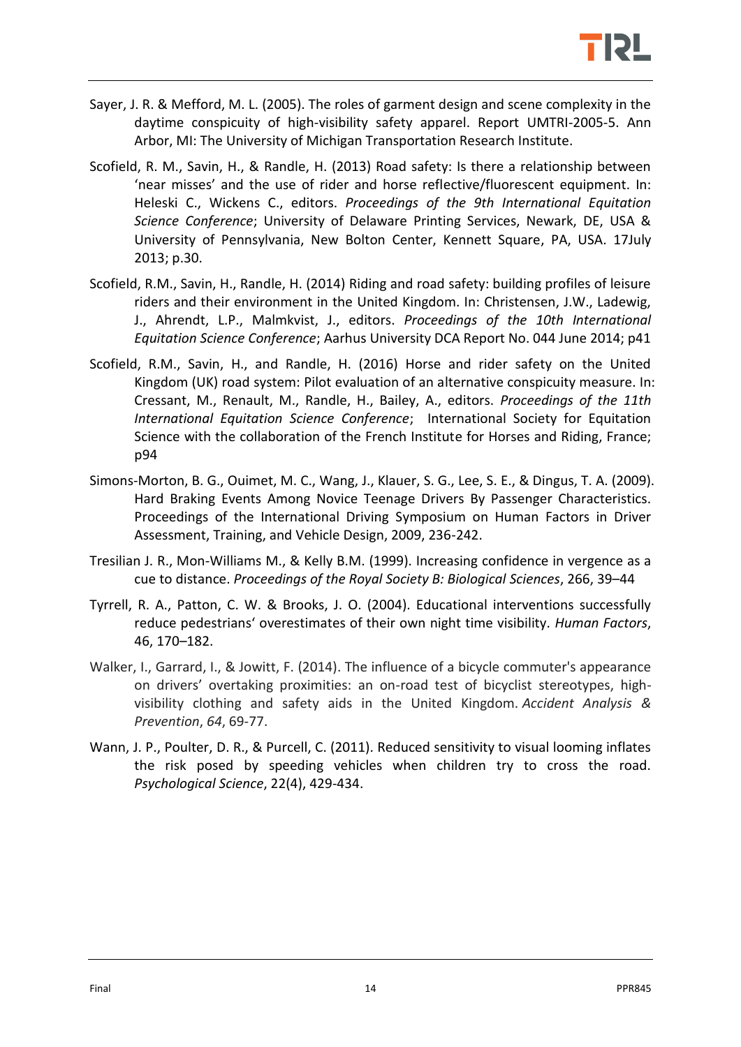Sayer, J. R. & Mefford, M. L. (2005). The roles of garment design and scene complexity in the daytime conspicuity of high-visibility safety apparel. Report UMTRI-2005-5. Ann Arbor, MI: The University of Michigan Transportation Research Institute.

Scofield, R. M., Savin, H., & Randle, H. (2013) Road safety: Is there a relationship between 'near misses' and the use of rider and horse reflective/fluorescent equipment. In: Heleski C., Wickens C., editors. *Proceedings of the 9th International Equitation Science Conference*; University of Delaware Printing Services, Newark, DE, USA & University of Pennsylvania, New Bolton Center, Kennett Square, PA, USA. 17July 2013; p.30.

Scofield, R.M., Savin, H., Randle, H. (2014) Riding and road safety: building profiles of leisure riders and their environment in the United Kingdom. In: Christensen, J.W., Ladewig, J., Ahrendt, L.P., Malmkvist, J., editors. *Proceedings of the 10th International Equitation Science Conference*; Aarhus University DCA Report No. 044 June 2014; p41

Scofield, R.M., Savin, H., and Randle, H. (2016) Horse and rider safety on the United Kingdom (UK) road system: Pilot evaluation of an alternative conspicuity measure. In: Cressant, M., Renault, M., Randle, H., Bailey, A., editors. *Proceedings of the 11th International Equitation Science Conference*; International Society for Equitation Science with the collaboration of the French Institute for Horses and Riding, France; p94

Simons-Morton, B. G., Ouimet, M. C., Wang, J., Klauer, S. G., Lee, S. E., & Dingus, T. A. (2009). Hard Braking Events Among Novice Teenage Drivers By Passenger Characteristics. Proceedings of the International Driving Symposium on Human Factors in Driver Assessment, Training, and Vehicle Design, 2009, 236-242.

Tresilian J. R., Mon-Williams M., & Kelly B.M. (1999). Increasing confidence in vergence as a cue to distance. *Proceedings of the Royal Society B: Biological Sciences*, 266, 39–44

Tyrrell, R. A., Patton, C. W. & Brooks, J. O. (2004). Educational interventions successfully reduce pedestrians' overestimates of their own night time visibility. *Human Factors*, 46, 170–182.

Walker, I., Garrard, I., & Jowitt, F. (2014). The influence of a bicycle commuter's appearance on drivers' overtaking proximities: an on-road test of bicyclist stereotypes, high-visibility clothing and safety aids in the United Kingdom. *Accident Analysis & Prevention*, *64*, 69-77.

Wann, J. P., Poulter, D. R., & Purcell, C. (2011). Reduced sensitivity to visual looming inflates the risk posed by speeding vehicles when children try to cross the road. *Psychological Science*, 22(4), 429-434.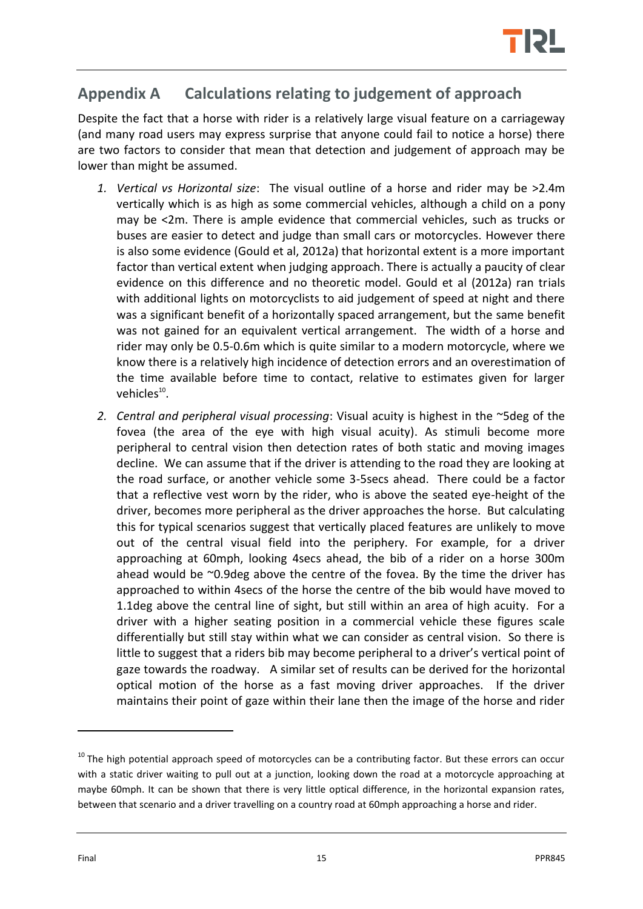# Appendix A Calculations relating to judgement of approach

Despite the fact that a horse with rider is a relatively large visual feature on a carriageway (and many road users may express surprise that anyone could fail to notice a horse) there are two factors to consider that mean that detection and judgement of approach may be lower than might be assumed.

1. *Vertical vs Horizontal size*: The visual outline of a horse and rider may be >2.4m vertically which is as high as some commercial vehicles, although a child on a pony may be <2m. There is ample evidence that commercial vehicles, such as trucks or buses are easier to detect and judge than small cars or motorcycles. However there is also some evidence (Gould et al, 2012a) that horizontal extent is a more important factor than vertical extent when judging approach. There is actually a paucity of clear evidence on this difference and no theoretic model. Gould et al (2012a) ran trials with additional lights on motorcyclists to aid judgement of speed at night and there was a significant benefit of a horizontally spaced arrangement, but the same benefit was not gained for an equivalent vertical arrangement. The width of a horse and rider may only be 0.5-0.6m which is quite similar to a modern motorcycle, where we know there is a relatively high incidence of detection errors and an overestimation of the time available before time to contact, relative to estimates given for larger vehicles[10].
2. *Central and peripheral visual processing*: Visual acuity is highest in the ~5deg of the fovea (the area of the eye with high visual acuity). As stimuli become more peripheral to central vision then detection rates of both static and moving images decline. We can assume that if the driver is attending to the road they are looking at the road surface, or another vehicle some 3-5secs ahead. There could be a factor that a reflective vest worn by the rider, who is above the seated eye-height of the driver, becomes more peripheral as the driver approaches the horse. But calculating this for typical scenarios suggest that vertically placed features are unlikely to move out of the central visual field into the periphery. For example, for a driver approaching at 60mph, looking 4secs ahead, the bib of a rider on a horse 300m ahead would be ~0.9deg above the centre of the fovea. By the time the driver has approached to within 4secs of the horse the centre of the bib would have moved to 1.1deg above the central line of sight, but still within an area of high acuity. For a driver with a higher seating position in a commercial vehicle these figures scale differentially but still stay within what we can consider as central vision. So there is little to suggest that a riders bib may become peripheral to a driver's vertical point of gaze towards the roadway. A similar set of results can be derived for the horizontal optical motion of the horse as a fast moving driver approaches. If the driver maintains their point of gaze within their lane then the image of the horse and rider

---

[10] The high potential approach speed of motorcycles can be a contributing factor. But these errors can occur with a static driver waiting to pull out at a junction, looking down the road at a motorcycle approaching at maybe 60mph. It can be shown that there is very little optical difference, in the horizontal expansion rates, between that scenario and a driver travelling on a country road at 60mph approaching a horse and rider.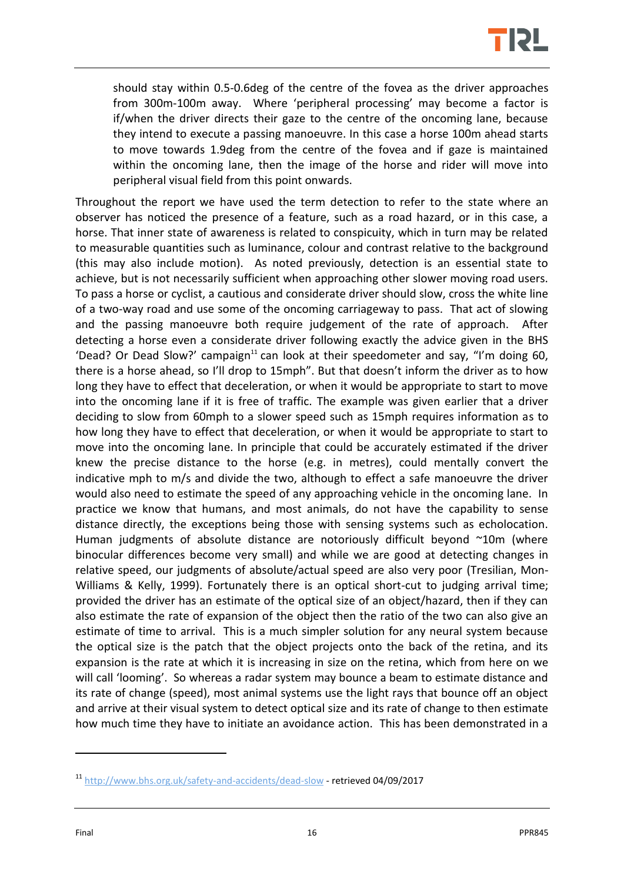should stay within 0.5-0.6deg of the centre of the fovea as the driver approaches from 300m-100m away. Where 'peripheral processing' may become a factor is if/when the driver directs their gaze to the centre of the oncoming lane, because they intend to execute a passing manoeuvre. In this case a horse 100m ahead starts to move towards 1.9deg from the centre of the fovea and if gaze is maintained within the oncoming lane, then the image of the horse and rider will move into peripheral visual field from this point onwards.

Throughout the report we have used the term detection to refer to the state where an observer has noticed the presence of a feature, such as a road hazard, or in this case, a horse. That inner state of awareness is related to conspicuity, which in turn may be related to measurable quantities such as luminance, colour and contrast relative to the background (this may also include motion). As noted previously, detection is an essential state to achieve, but is not necessarily sufficient when approaching other slower moving road users. To pass a horse or cyclist, a cautious and considerate driver should slow, cross the white line of a two-way road and use some of the oncoming carriageway to pass. That act of slowing and the passing manoeuvre both require judgement of the rate of approach. After detecting a horse even a considerate driver following exactly the advice given in the BHS 'Dead? Or Dead Slow?' campaign[11] can look at their speedometer and say, "I'm doing 60, there is a horse ahead, so I'll drop to 15mph". But that doesn't inform the driver as to how long they have to effect that deceleration, or when it would be appropriate to start to move into the oncoming lane if it is free of traffic. The example was given earlier that a driver deciding to slow from 60mph to a slower speed such as 15mph requires information as to how long they have to effect that deceleration, or when it would be appropriate to start to move into the oncoming lane. In principle that could be accurately estimated if the driver knew the precise distance to the horse (e.g. in metres), could mentally convert the indicative mph to m/s and divide the two, although to effect a safe manoeuvre the driver would also need to estimate the speed of any approaching vehicle in the oncoming lane. In practice we know that humans, and most animals, do not have the capability to sense distance directly, the exceptions being those with sensing systems such as echolocation. Human judgments of absolute distance are notoriously difficult beyond ~10m (where binocular differences become very small) and while we are good at detecting changes in relative speed, our judgments of absolute/actual speed are also very poor (Tresilian, Mon-Williams & Kelly, 1999). Fortunately there is an optical short-cut to judging arrival time; provided the driver has an estimate of the optical size of an object/hazard, then if they can also estimate the rate of expansion of the object then the ratio of the two can also give an estimate of time to arrival. This is a much simpler solution for any neural system because the optical size is the patch that the object projects onto the back of the retina, and its expansion is the rate at which it is increasing in size on the retina, which from here on we will call 'looming'. So whereas a radar system may bounce a beam to estimate distance and its rate of change (speed), most animal systems use the light rays that bounce off an object and arrive at their visual system to detect optical size and its rate of change to then estimate how much time they have to initiate an avoidance action. This has been demonstrated in a

[11] http://www.bhs.org.uk/safety-and-accidents/dead-slow - retrieved 04/09/2017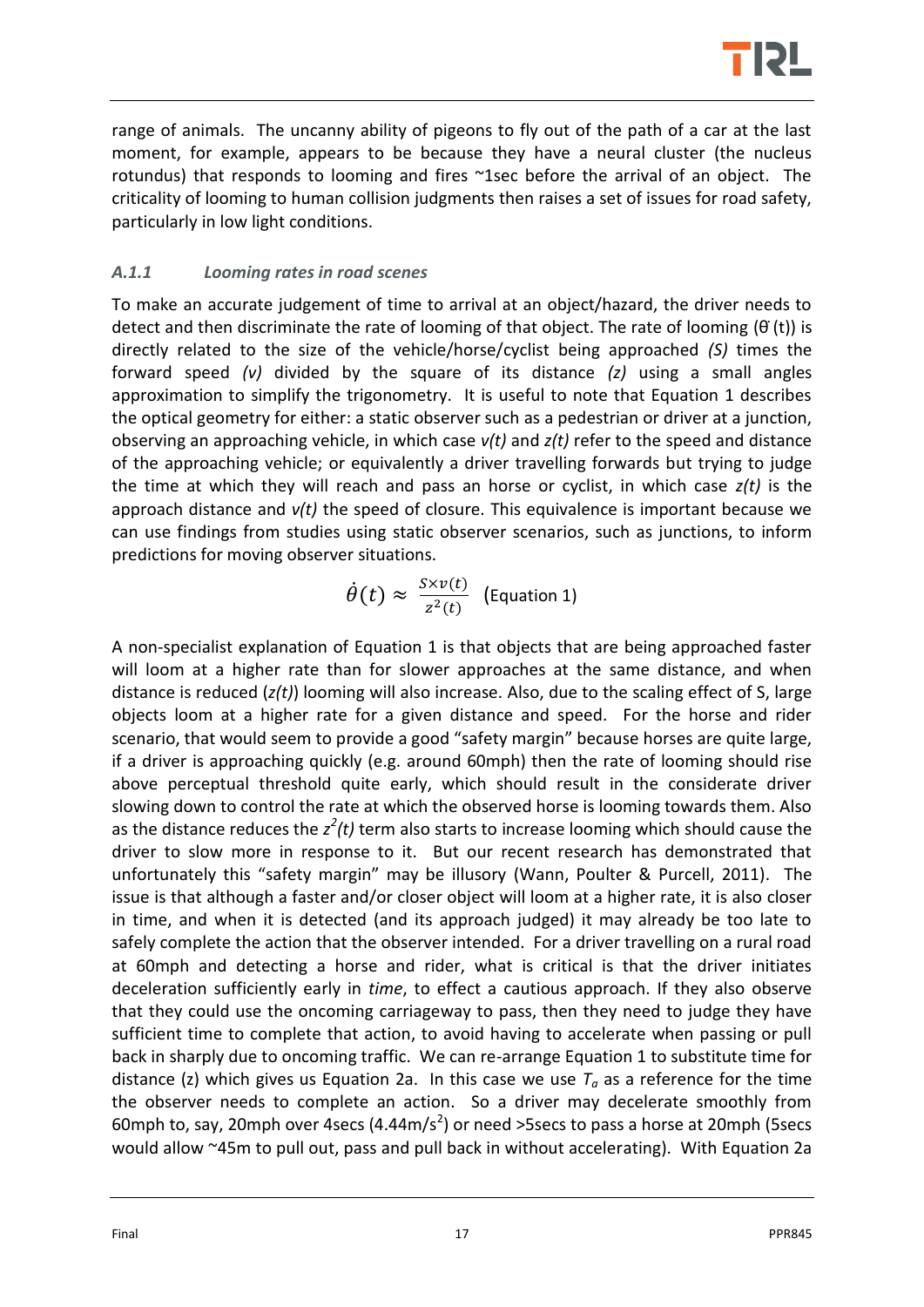range of animals. The uncanny ability of pigeons to fly out of the path of a car at the last moment, for example, appears to be because they have a neural cluster (the nucleus rotundus) that responds to looming and fires ~1sec before the arrival of an object. The criticality of looming to human collision judgments then raises a set of issues for road safety, particularly in low light conditions.

### *A.1.1 Looming rates in road scenes*

To make an accurate judgement of time to arrival at an object/hazard, the driver needs to detect and then discriminate the rate of looming of that object. The rate of looming ($\dot{\theta}(t)$) is directly related to the size of the vehicle/horse/cyclist being approached *(S)* times the forward speed *(v)* divided by the square of its distance *(z)* using a small angles approximation to simplify the trigonometry. It is useful to note that Equation 1 describes the optical geometry for either: a static observer such as a pedestrian or driver at a junction, observing an approaching vehicle, in which case $v(t)$ and $z(t)$ refer to the speed and distance of the approaching vehicle; or equivalently a driver travelling forwards but trying to judge the time at which they will reach and pass an horse or cyclist, in which case $z(t)$ is the approach distance and $v(t)$ the speed of closure. This equivalence is important because we can use findings from studies using static observer scenarios, such as junctions, to inform predictions for moving observer situations.

$$\dot{\theta}(t) \approx \frac{S \times v(t)}{z^2(t)} \quad \text{(Equation 1)}$$

A non-specialist explanation of Equation 1 is that objects that are being approached faster will loom at a higher rate than for slower approaches at the same distance, and when distance is reduced ($z(t)$) looming will also increase. Also, due to the scaling effect of S, large objects loom at a higher rate for a given distance and speed. For the horse and rider scenario, that would seem to provide a good "safety margin" because horses are quite large, if a driver is approaching quickly (e.g. around 60mph) then the rate of looming should rise above perceptual threshold quite early, which should result in the considerate driver slowing down to control the rate at which the observed horse is looming towards them. Also as the distance reduces the $z^2(t)$ term also starts to increase looming which should cause the driver to slow more in response to it. But our recent research has demonstrated that unfortunately this "safety margin" may be illusory (Wann, Poulter & Purcell, 2011). The issue is that although a faster and/or closer object will loom at a higher rate, it is also closer in time, and when it is detected (and its approach judged) it may already be too late to safely complete the action that the observer intended. For a driver travelling on a rural road at 60mph and detecting a horse and rider, what is critical is that the driver initiates deceleration sufficiently early in *time*, to effect a cautious approach. If they also observe that they could use the oncoming carriageway to pass, then they need to judge they have sufficient time to complete that action, to avoid having to accelerate when passing or pull back in sharply due to oncoming traffic. We can re-arrange Equation 1 to substitute time for distance (z) which gives us Equation 2a. In this case we use $T_a$ as a reference for the time the observer needs to complete an action. So a driver may decelerate smoothly from 60mph to, say, 20mph over 4secs (4.44m/s$^2$) or need >5secs to pass a horse at 20mph (5secs would allow ~45m to pull out, pass and pull back in without accelerating). With Equation 2a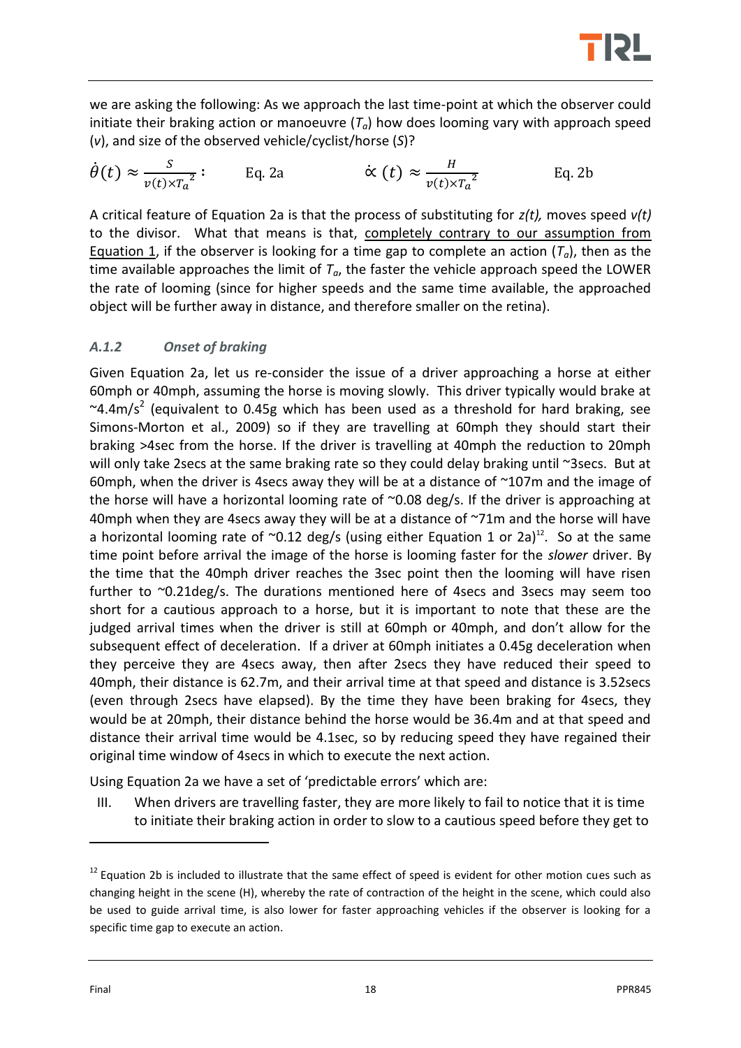we are asking the following: As we approach the last time-point at which the observer could initiate their braking action or manoeuvre ($T_a$) how does looming vary with approach speed ($v$), and size of the observed vehicle/cyclist/horse ($S$)?

$$\dot{\theta}(t) \approx \frac{S}{v(t) \times T_a{}^2} : \qquad \text{Eq. 2a} \qquad\qquad \dot{\propto}(t) \approx \frac{H}{v(t) \times T_a{}^2} \qquad \text{Eq. 2b}$$

A critical feature of Equation 2a is that the process of substituting for $z(t)$, moves speed $v(t)$ to the divisor. What that means is that, completely contrary to our assumption from Equation 1, if the observer is looking for a time gap to complete an action ($T_a$), then as the time available approaches the limit of $T_a$, the faster the vehicle approach speed the LOWER the rate of looming (since for higher speeds and the same time available, the approached object will be further away in distance, and therefore smaller on the retina).

### *A.1.2 Onset of braking*

Given Equation 2a, let us re-consider the issue of a driver approaching a horse at either 60mph or 40mph, assuming the horse is moving slowly. This driver typically would brake at ~4.4m/s$^2$ (equivalent to 0.45g which has been used as a threshold for hard braking, see Simons-Morton et al., 2009) so if they are travelling at 60mph they should start their braking >4sec from the horse. If the driver is travelling at 40mph the reduction to 20mph will only take 2secs at the same braking rate so they could delay braking until ~3secs. But at 60mph, when the driver is 4secs away they will be at a distance of ~107m and the image of the horse will have a horizontal looming rate of ~0.08 deg/s. If the driver is approaching at 40mph when they are 4secs away they will be at a distance of ~71m and the horse will have a horizontal looming rate of ~0.12 deg/s (using either Equation 1 or 2a)[12]. So at the same time point before arrival the image of the horse is looming faster for the *slower* driver. By the time that the 40mph driver reaches the 3sec point then the looming will have risen further to ~0.21deg/s. The durations mentioned here of 4secs and 3secs may seem too short for a cautious approach to a horse, but it is important to note that these are the judged arrival times when the driver is still at 60mph or 40mph, and don't allow for the subsequent effect of deceleration. If a driver at 60mph initiates a 0.45g deceleration when they perceive they are 4secs away, then after 2secs they have reduced their speed to 40mph, their distance is 62.7m, and their arrival time at that speed and distance is 3.52secs (even through 2secs have elapsed). By the time they have been braking for 4secs, they would be at 20mph, their distance behind the horse would be 36.4m and at that speed and distance their arrival time would be 4.1sec, so by reducing speed they have regained their original time window of 4secs in which to execute the next action.

Using Equation 2a we have a set of 'predictable errors' which are:

III. When drivers are travelling faster, they are more likely to fail to notice that it is time to initiate their braking action in order to slow to a cautious speed before they get to

---

[12] Equation 2b is included to illustrate that the same effect of speed is evident for other motion cues such as changing height in the scene (H), whereby the rate of contraction of the height in the scene, which could also be used to guide arrival time, is also lower for faster approaching vehicles if the observer is looking for a specific time gap to execute an action.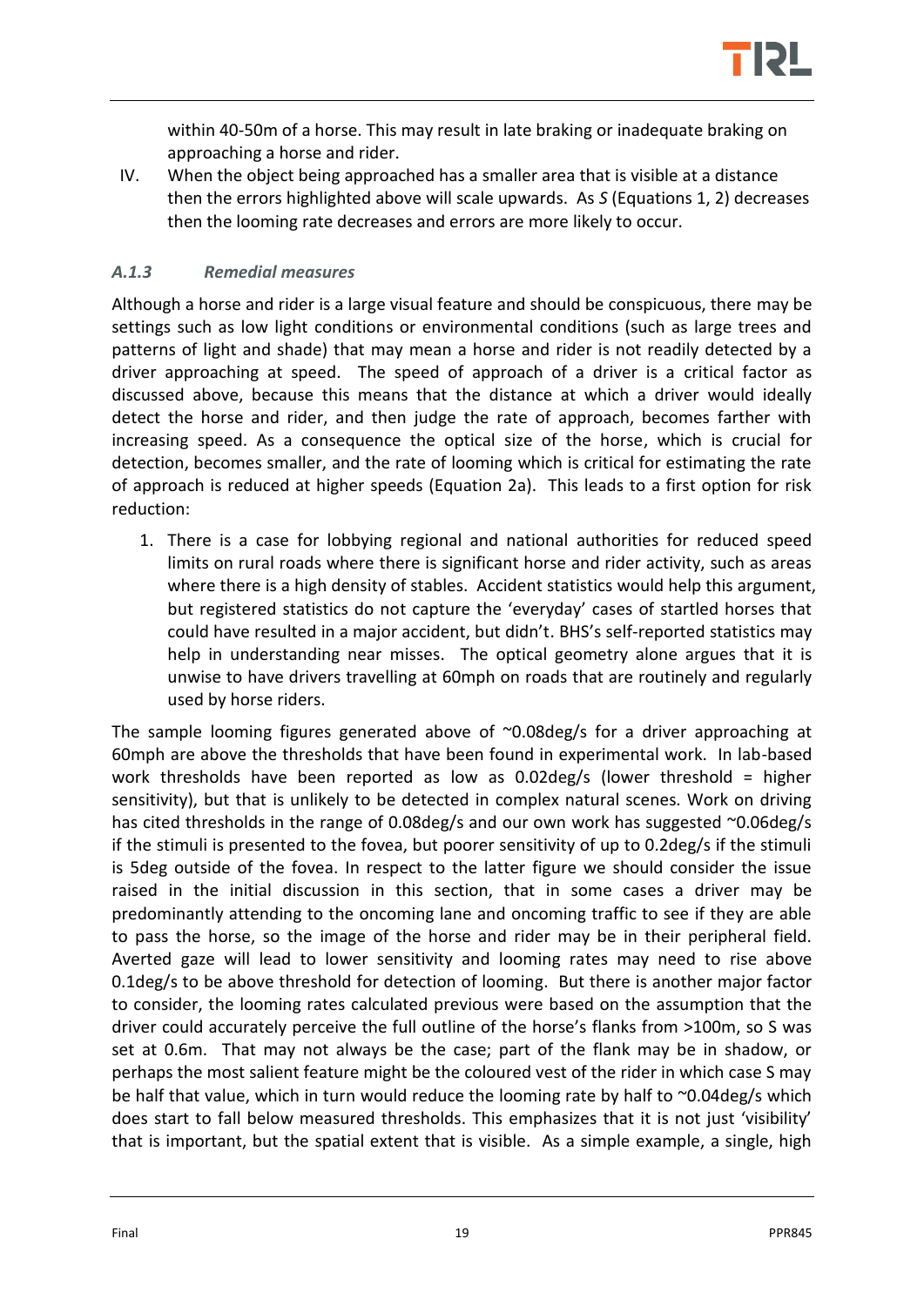within 40-50m of a horse. This may result in late braking or inadequate braking on approaching a horse and rider.

IV. When the object being approached has a smaller area that is visible at a distance then the errors highlighted above will scale upwards. As $S$ (Equations 1, 2) decreases then the looming rate decreases and errors are more likely to occur.

### *A.1.3 Remedial measures*

Although a horse and rider is a large visual feature and should be conspicuous, there may be settings such as low light conditions or environmental conditions (such as large trees and patterns of light and shade) that may mean a horse and rider is not readily detected by a driver approaching at speed. The speed of approach of a driver is a critical factor as discussed above, because this means that the distance at which a driver would ideally detect the horse and rider, and then judge the rate of approach, becomes farther with increasing speed. As a consequence the optical size of the horse, which is crucial for detection, becomes smaller, and the rate of looming which is critical for estimating the rate of approach is reduced at higher speeds (Equation 2a). This leads to a first option for risk reduction:

1. There is a case for lobbying regional and national authorities for reduced speed limits on rural roads where there is significant horse and rider activity, such as areas where there is a high density of stables. Accident statistics would help this argument, but registered statistics do not capture the 'everyday' cases of startled horses that could have resulted in a major accident, but didn't. BHS's self-reported statistics may help in understanding near misses. The optical geometry alone argues that it is unwise to have drivers travelling at 60mph on roads that are routinely and regularly used by horse riders.

The sample looming figures generated above of ~0.08deg/s for a driver approaching at 60mph are above the thresholds that have been found in experimental work. In lab-based work thresholds have been reported as low as 0.02deg/s (lower threshold = higher sensitivity), but that is unlikely to be detected in complex natural scenes. Work on driving has cited thresholds in the range of 0.08deg/s and our own work has suggested ~0.06deg/s if the stimuli is presented to the fovea, but poorer sensitivity of up to 0.2deg/s if the stimuli is 5deg outside of the fovea. In respect to the latter figure we should consider the issue raised in the initial discussion in this section, that in some cases a driver may be predominantly attending to the oncoming lane and oncoming traffic to see if they are able to pass the horse, so the image of the horse and rider may be in their peripheral field. Averted gaze will lead to lower sensitivity and looming rates may need to rise above 0.1deg/s to be above threshold for detection of looming. But there is another major factor to consider, the looming rates calculated previous were based on the assumption that the driver could accurately perceive the full outline of the horse's flanks from >100m, so S was set at 0.6m. That may not always be the case; part of the flank may be in shadow, or perhaps the most salient feature might be the coloured vest of the rider in which case S may be half that value, which in turn would reduce the looming rate by half to ~0.04deg/s which does start to fall below measured thresholds. This emphasizes that it is not just 'visibility' that is important, but the spatial extent that is visible. As a simple example, a single, high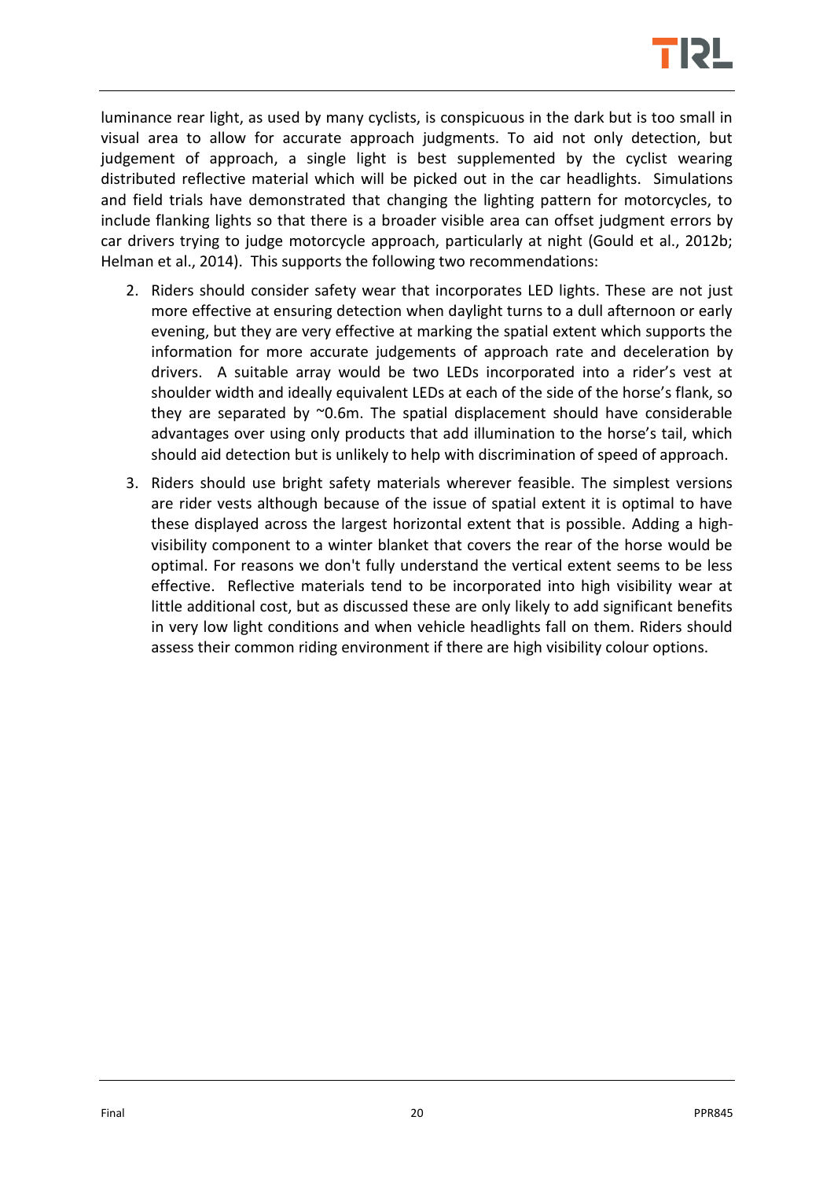luminance rear light, as used by many cyclists, is conspicuous in the dark but is too small in visual area to allow for accurate approach judgments. To aid not only detection, but judgement of approach, a single light is best supplemented by the cyclist wearing distributed reflective material which will be picked out in the car headlights. Simulations and field trials have demonstrated that changing the lighting pattern for motorcycles, to include flanking lights so that there is a broader visible area can offset judgment errors by car drivers trying to judge motorcycle approach, particularly at night (Gould et al., 2012b; Helman et al., 2014). This supports the following two recommendations:

2. Riders should consider safety wear that incorporates LED lights. These are not just more effective at ensuring detection when daylight turns to a dull afternoon or early evening, but they are very effective at marking the spatial extent which supports the information for more accurate judgements of approach rate and deceleration by drivers. A suitable array would be two LEDs incorporated into a rider's vest at shoulder width and ideally equivalent LEDs at each of the side of the horse's flank, so they are separated by ~0.6m. The spatial displacement should have considerable advantages over using only products that add illumination to the horse's tail, which should aid detection but is unlikely to help with discrimination of speed of approach.
3. Riders should use bright safety materials wherever feasible. The simplest versions are rider vests although because of the issue of spatial extent it is optimal to have these displayed across the largest horizontal extent that is possible. Adding a high-visibility component to a winter blanket that covers the rear of the horse would be optimal. For reasons we don't fully understand the vertical extent seems to be less effective. Reflective materials tend to be incorporated into high visibility wear at little additional cost, but as discussed these are only likely to add significant benefits in very low light conditions and when vehicle headlights fall on them. Riders should assess their common riding environment if there are high visibility colour options.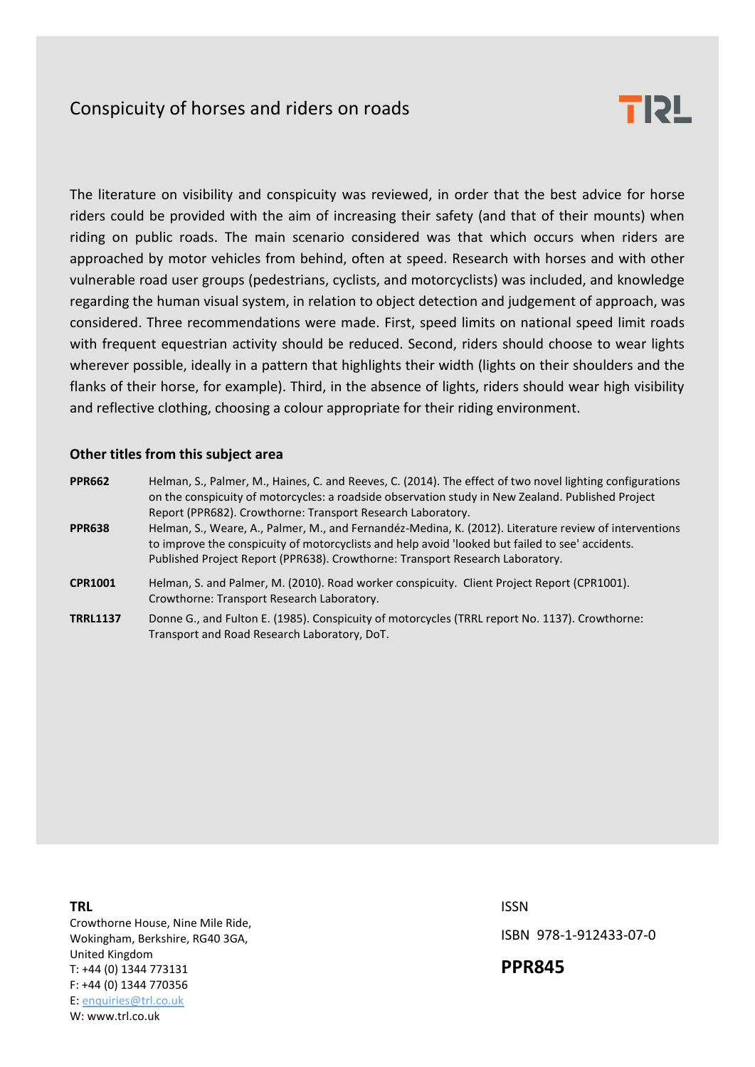# Conspicuity of horses and riders on roads

TRL

The literature on visibility and conspicuity was reviewed, in order that the best advice for horse riders could be provided with the aim of increasing their safety (and that of their mounts) when riding on public roads. The main scenario considered was that which occurs when riders are approached by motor vehicles from behind, often at speed. Research with horses and with other vulnerable road user groups (pedestrians, cyclists, and motorcyclists) was included, and knowledge regarding the human visual system, in relation to object detection and judgement of approach, was considered. Three recommendations were made. First, speed limits on national speed limit roads with frequent equestrian activity should be reduced. Second, riders should choose to wear lights wherever possible, ideally in a pattern that highlights their width (lights on their shoulders and the flanks of their horse, for example). Third, in the absence of lights, riders should wear high visibility and reflective clothing, choosing a colour appropriate for their riding environment.

### Other titles from this subject area

| | |
|---|---|
| **PPR662** | Helman, S., Palmer, M., Haines, C. and Reeves, C. (2014). The effect of two novel lighting configurations on the conspicuity of motorcycles: a roadside observation study in New Zealand. Published Project Report (PPR682). Crowthorne: Transport Research Laboratory. |
| **PPR638** | Helman, S., Weare, A., Palmer, M., and Fernandéz-Medina, K. (2012). Literature review of interventions to improve the conspicuity of motorcyclists and help avoid 'looked but failed to see' accidents. Published Project Report (PPR638). Crowthorne: Transport Research Laboratory. |
| **CPR1001** | Helman, S. and Palmer, M. (2010). Road worker conspicuity. Client Project Report (CPR1001). Crowthorne: Transport Research Laboratory. |
| **TRRL1137** | Donne G., and Fulton E. (1985). Conspicuity of motorcycles (TRRL report No. 1137). Crowthorne: Transport and Road Research Laboratory, DoT. |

**TRL**
Crowthorne House, Nine Mile Ride,
Wokingham, Berkshire, RG40 3GA,
United Kingdom
T: +44 (0) 1344 773131
F: +44 (0) 1344 770356
E: enquiries@trl.co.uk
W: www.trl.co.uk

ISSN

ISBN 978-1-912433-07-0

**PPR845**